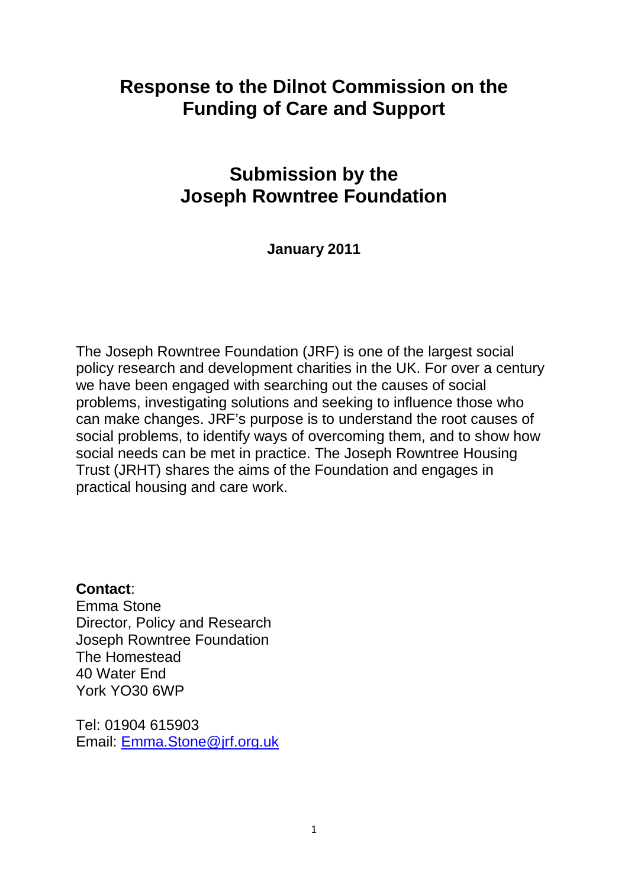# Response to the Dilnot Commission on the Funding of Care and Support

## Submission by the Joseph Rowntree Foundation

**January 2011**

The Joseph Rowntree Foundation (JRF) is one of the largest social policy research and development charities in the UK. For over a century we have been engaged with searching out the causes of social problems, investigating solutions and seeking to influence those who can make changes. JRF's purpose is to understand the root causes of social problems, to identify ways of overcoming them, and to show how social needs can be met in practice. The Joseph Rowntree Housing Trust (JRHT) shares the aims of the Foundation and engages in practical housing and care work.

**Contact**:
Emma Stone
Director, Policy and Research
Joseph Rowntree Foundation
The Homestead
40 Water End
York YO30 6WP

Tel: 01904 615903
Email: Emma.Stone@jrf.org.uk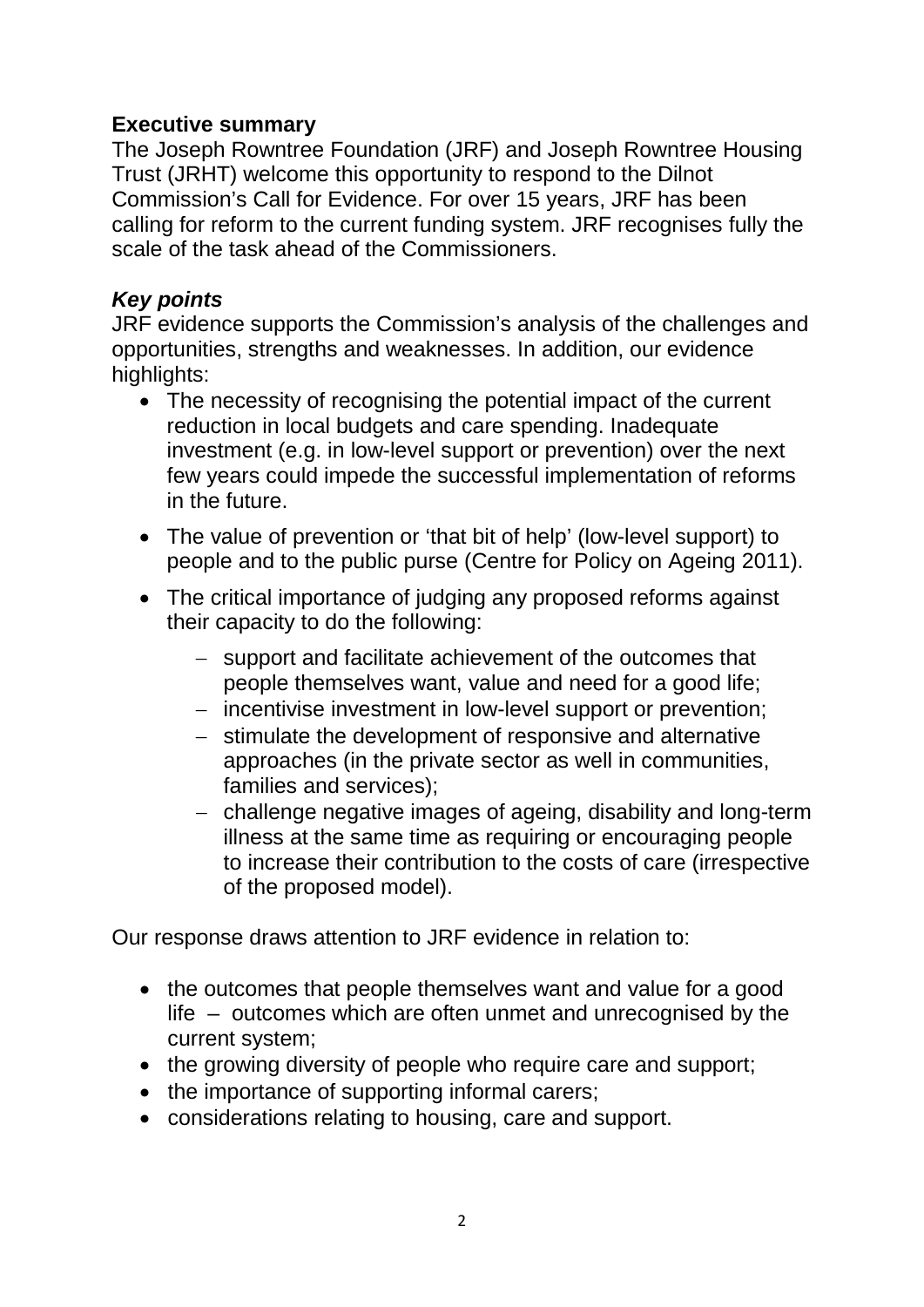## Executive summary

The Joseph Rowntree Foundation (JRF) and Joseph Rowntree Housing Trust (JRHT) welcome this opportunity to respond to the Dilnot Commission's Call for Evidence. For over 15 years, JRF has been calling for reform to the current funding system. JRF recognises fully the scale of the task ahead of the Commissioners.

### *Key points*

JRF evidence supports the Commission's analysis of the challenges and opportunities, strengths and weaknesses. In addition, our evidence highlights:

- The necessity of recognising the potential impact of the current reduction in local budgets and care spending. Inadequate investment (e.g. in low-level support or prevention) over the next few years could impede the successful implementation of reforms in the future.
- The value of prevention or 'that bit of help' (low-level support) to people and to the public purse (Centre for Policy on Ageing 2011).
- The critical importance of judging any proposed reforms against their capacity to do the following:
  - support and facilitate achievement of the outcomes that people themselves want, value and need for a good life;
  - incentivise investment in low-level support or prevention;
  - stimulate the development of responsive and alternative approaches (in the private sector as well in communities, families and services);
  - challenge negative images of ageing, disability and long-term illness at the same time as requiring or encouraging people to increase their contribution to the costs of care (irrespective of the proposed model).

Our response draws attention to JRF evidence in relation to:

- the outcomes that people themselves want and value for a good life – outcomes which are often unmet and unrecognised by the current system;
- the growing diversity of people who require care and support;
- the importance of supporting informal carers;
- considerations relating to housing, care and support.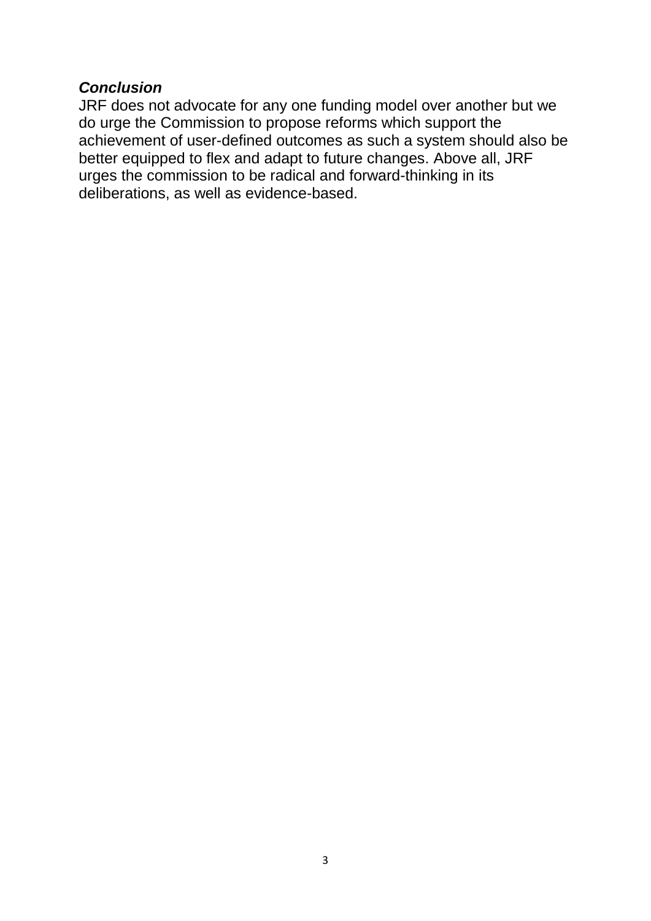***Conclusion***

JRF does not advocate for any one funding model over another but we do urge the Commission to propose reforms which support the achievement of user-defined outcomes as such a system should also be better equipped to flex and adapt to future changes. Above all, JRF urges the commission to be radical and forward-thinking in its deliberations, as well as evidence-based.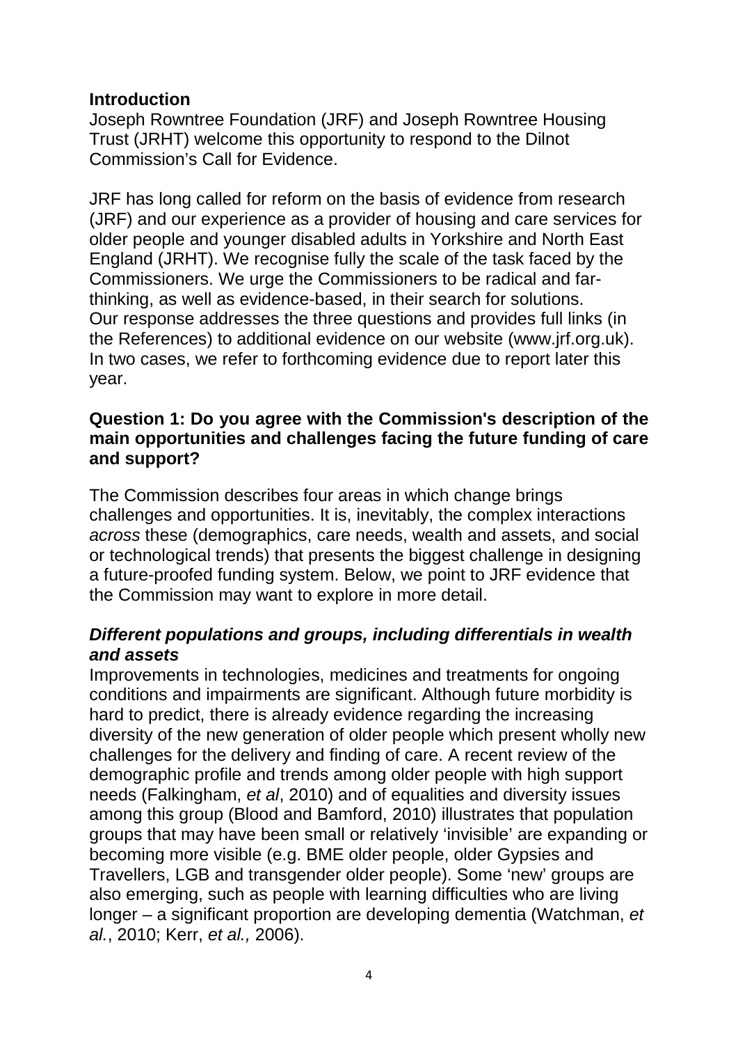## Introduction

Joseph Rowntree Foundation (JRF) and Joseph Rowntree Housing Trust (JRHT) welcome this opportunity to respond to the Dilnot Commission's Call for Evidence.

JRF has long called for reform on the basis of evidence from research (JRF) and our experience as a provider of housing and care services for older people and younger disabled adults in Yorkshire and North East England (JRHT). We recognise fully the scale of the task faced by the Commissioners. We urge the Commissioners to be radical and far-thinking, as well as evidence-based, in their search for solutions. Our response addresses the three questions and provides full links (in the References) to additional evidence on our website (www.jrf.org.uk). In two cases, we refer to forthcoming evidence due to report later this year.

### Question 1: Do you agree with the Commission's description of the main opportunities and challenges facing the future funding of care and support?

The Commission describes four areas in which change brings challenges and opportunities. It is, inevitably, the complex interactions *across* these (demographics, care needs, wealth and assets, and social or technological trends) that presents the biggest challenge in designing a future-proofed funding system. Below, we point to JRF evidence that the Commission may want to explore in more detail.

#### *Different populations and groups, including differentials in wealth and assets*

Improvements in technologies, medicines and treatments for ongoing conditions and impairments are significant. Although future morbidity is hard to predict, there is already evidence regarding the increasing diversity of the new generation of older people which present wholly new challenges for the delivery and finding of care. A recent review of the demographic profile and trends among older people with high support needs (Falkingham, *et al*, 2010) and of equalities and diversity issues among this group (Blood and Bamford, 2010) illustrates that population groups that may have been small or relatively 'invisible' are expanding or becoming more visible (e.g. BME older people, older Gypsies and Travellers, LGB and transgender older people). Some 'new' groups are also emerging, such as people with learning difficulties who are living longer – a significant proportion are developing dementia (Watchman, *et al.*, 2010; Kerr, *et al.,* 2006).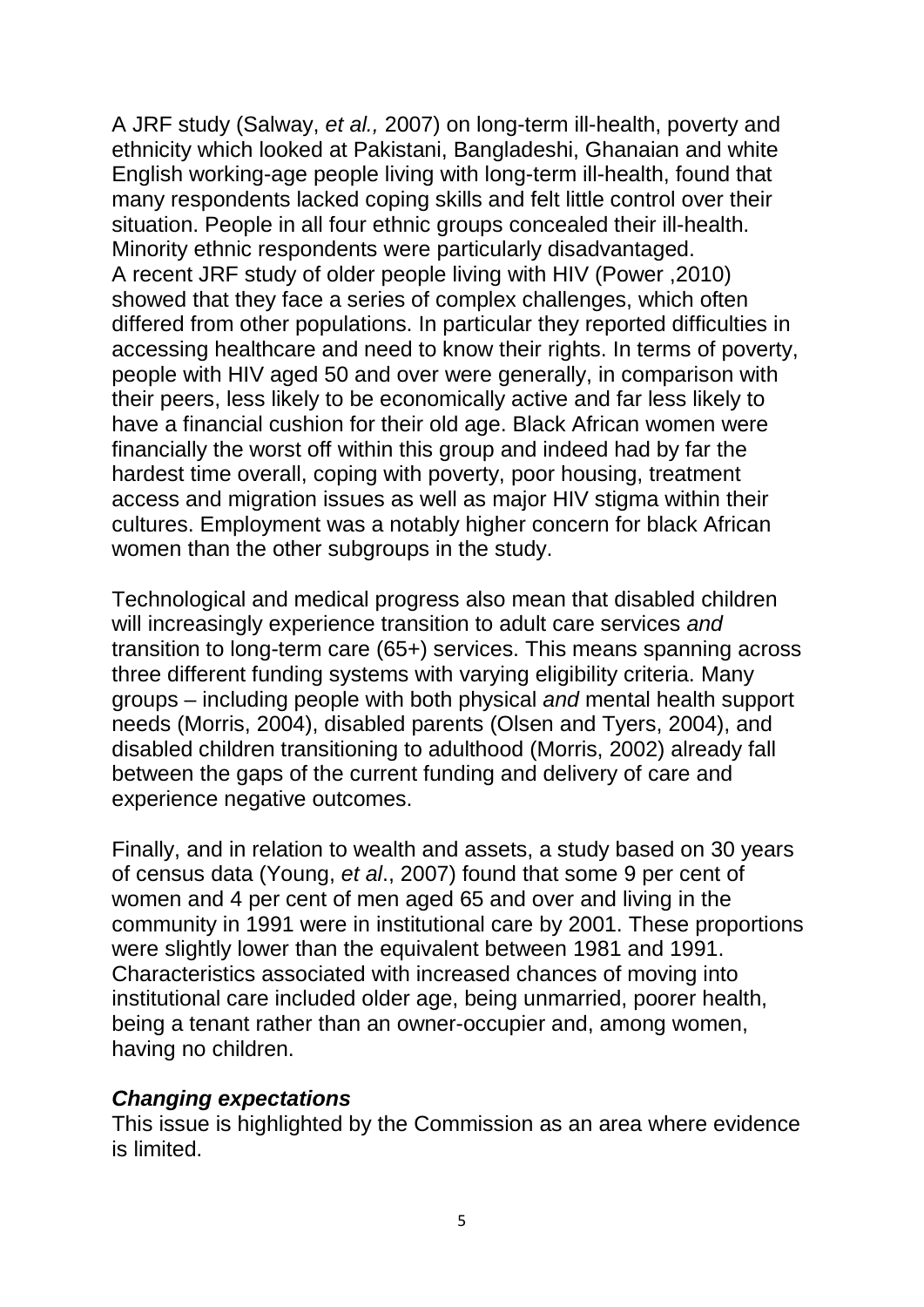A JRF study (Salway, *et al.,* 2007) on long-term ill-health, poverty and ethnicity which looked at Pakistani, Bangladeshi, Ghanaian and white English working-age people living with long-term ill-health, found that many respondents lacked coping skills and felt little control over their situation. People in all four ethnic groups concealed their ill-health. Minority ethnic respondents were particularly disadvantaged.
A recent JRF study of older people living with HIV (Power ,2010) showed that they face a series of complex challenges, which often differed from other populations. In particular they reported difficulties in accessing healthcare and need to know their rights. In terms of poverty, people with HIV aged 50 and over were generally, in comparison with their peers, less likely to be economically active and far less likely to have a financial cushion for their old age. Black African women were financially the worst off within this group and indeed had by far the hardest time overall, coping with poverty, poor housing, treatment access and migration issues as well as major HIV stigma within their cultures. Employment was a notably higher concern for black African women than the other subgroups in the study.

Technological and medical progress also mean that disabled children will increasingly experience transition to adult care services *and* transition to long-term care (65+) services. This means spanning across three different funding systems with varying eligibility criteria. Many groups – including people with both physical *and* mental health support needs (Morris, 2004), disabled parents (Olsen and Tyers, 2004), and disabled children transitioning to adulthood (Morris, 2002) already fall between the gaps of the current funding and delivery of care and experience negative outcomes.

Finally, and in relation to wealth and assets, a study based on 30 years of census data (Young, *et al*., 2007) found that some 9 per cent of women and 4 per cent of men aged 65 and over and living in the community in 1991 were in institutional care by 2001. These proportions were slightly lower than the equivalent between 1981 and 1991. Characteristics associated with increased chances of moving into institutional care included older age, being unmarried, poorer health, being a tenant rather than an owner-occupier and, among women, having no children.

### ***Changing expectations***

This issue is highlighted by the Commission as an area where evidence is limited.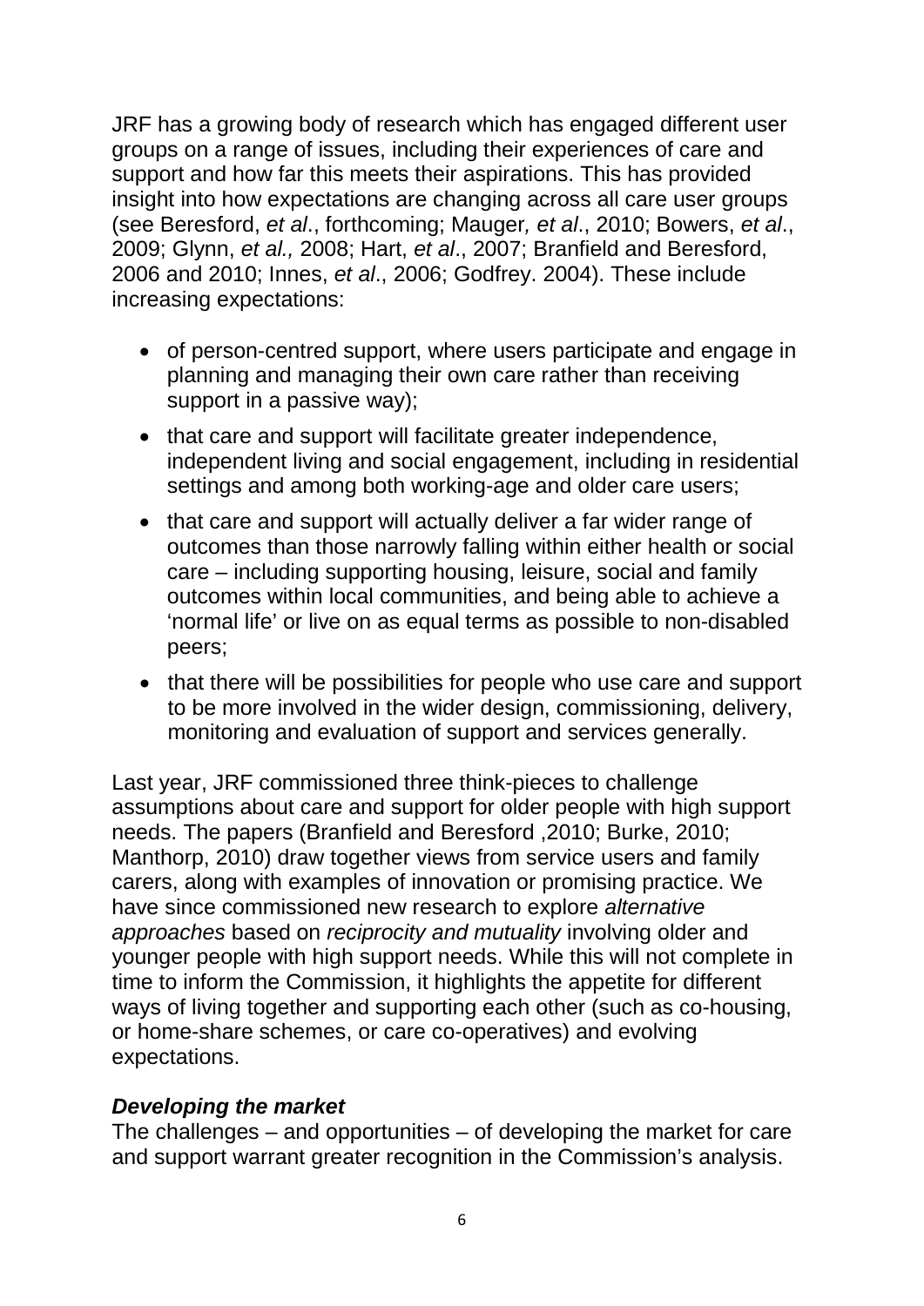JRF has a growing body of research which has engaged different user groups on a range of issues, including their experiences of care and support and how far this meets their aspirations. This has provided insight into how expectations are changing across all care user groups (see Beresford, *et al*., forthcoming; Mauger*, et al*., 2010; Bowers, *et al*., 2009; Glynn, *et al.,* 2008; Hart, *et al*., 2007; Branfield and Beresford, 2006 and 2010; Innes, *et al*., 2006; Godfrey. 2004). These include increasing expectations:

- of person-centred support, where users participate and engage in planning and managing their own care rather than receiving support in a passive way);
- that care and support will facilitate greater independence, independent living and social engagement, including in residential settings and among both working-age and older care users;
- that care and support will actually deliver a far wider range of outcomes than those narrowly falling within either health or social care – including supporting housing, leisure, social and family outcomes within local communities, and being able to achieve a 'normal life' or live on as equal terms as possible to non-disabled peers;
- that there will be possibilities for people who use care and support to be more involved in the wider design, commissioning, delivery, monitoring and evaluation of support and services generally.

Last year, JRF commissioned three think-pieces to challenge assumptions about care and support for older people with high support needs. The papers (Branfield and Beresford ,2010; Burke, 2010; Manthorp, 2010) draw together views from service users and family carers, along with examples of innovation or promising practice. We have since commissioned new research to explore *alternative approaches* based on *reciprocity and mutuality* involving older and younger people with high support needs. While this will not complete in time to inform the Commission, it highlights the appetite for different ways of living together and supporting each other (such as co-housing, or home-share schemes, or care co-operatives) and evolving expectations.

***Developing the market***

The challenges – and opportunities – of developing the market for care and support warrant greater recognition in the Commission's analysis.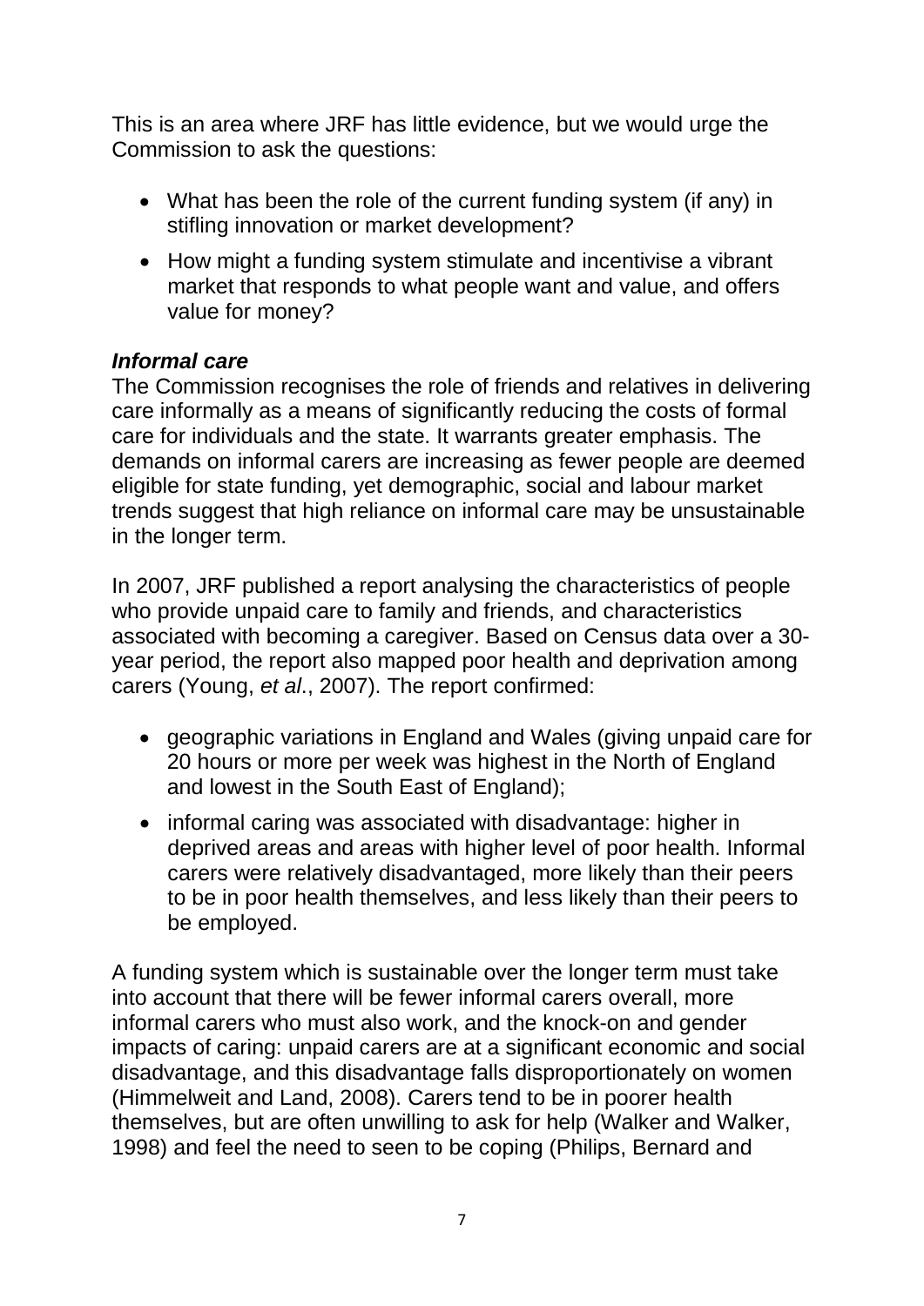This is an area where JRF has little evidence, but we would urge the Commission to ask the questions:

- What has been the role of the current funding system (if any) in stifling innovation or market development?
- How might a funding system stimulate and incentivise a vibrant market that responds to what people want and value, and offers value for money?

***Informal care***

The Commission recognises the role of friends and relatives in delivering care informally as a means of significantly reducing the costs of formal care for individuals and the state. It warrants greater emphasis. The demands on informal carers are increasing as fewer people are deemed eligible for state funding, yet demographic, social and labour market trends suggest that high reliance on informal care may be unsustainable in the longer term.

In 2007, JRF published a report analysing the characteristics of people who provide unpaid care to family and friends, and characteristics associated with becoming a caregiver. Based on Census data over a 30-year period, the report also mapped poor health and deprivation among carers (Young, *et al*., 2007). The report confirmed:

- geographic variations in England and Wales (giving unpaid care for 20 hours or more per week was highest in the North of England and lowest in the South East of England);
- informal caring was associated with disadvantage: higher in deprived areas and areas with higher level of poor health. Informal carers were relatively disadvantaged, more likely than their peers to be in poor health themselves, and less likely than their peers to be employed.

A funding system which is sustainable over the longer term must take into account that there will be fewer informal carers overall, more informal carers who must also work, and the knock-on and gender impacts of caring: unpaid carers are at a significant economic and social disadvantage, and this disadvantage falls disproportionately on women (Himmelweit and Land, 2008). Carers tend to be in poorer health themselves, but are often unwilling to ask for help (Walker and Walker, 1998) and feel the need to seen to be coping (Philips, Bernard and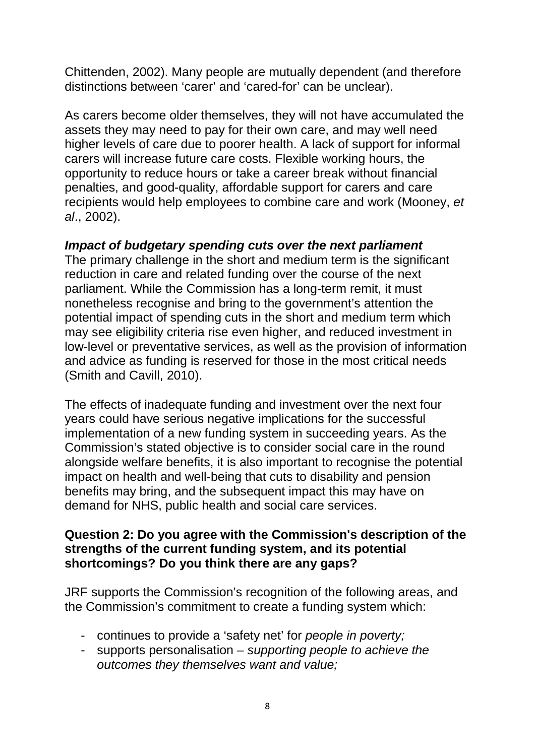Chittenden, 2002). Many people are mutually dependent (and therefore distinctions between 'carer' and 'cared-for' can be unclear).

As carers become older themselves, they will not have accumulated the assets they may need to pay for their own care, and may well need higher levels of care due to poorer health. A lack of support for informal carers will increase future care costs. Flexible working hours, the opportunity to reduce hours or take a career break without financial penalties, and good-quality, affordable support for carers and care recipients would help employees to combine care and work (Mooney, *et al*., 2002).

***Impact of budgetary spending cuts over the next parliament***

The primary challenge in the short and medium term is the significant reduction in care and related funding over the course of the next parliament. While the Commission has a long-term remit, it must nonetheless recognise and bring to the government's attention the potential impact of spending cuts in the short and medium term which may see eligibility criteria rise even higher, and reduced investment in low-level or preventative services, as well as the provision of information and advice as funding is reserved for those in the most critical needs (Smith and Cavill, 2010).

The effects of inadequate funding and investment over the next four years could have serious negative implications for the successful implementation of a new funding system in succeeding years. As the Commission's stated objective is to consider social care in the round alongside welfare benefits, it is also important to recognise the potential impact on health and well-being that cuts to disability and pension benefits may bring, and the subsequent impact this may have on demand for NHS, public health and social care services.

**Question 2: Do you agree with the Commission's description of the strengths of the current funding system, and its potential shortcomings? Do you think there are any gaps?**

JRF supports the Commission's recognition of the following areas, and the Commission's commitment to create a funding system which:

- continues to provide a 'safety net' for *people in poverty;*
- supports personalisation – *supporting people to achieve the outcomes they themselves want and value;*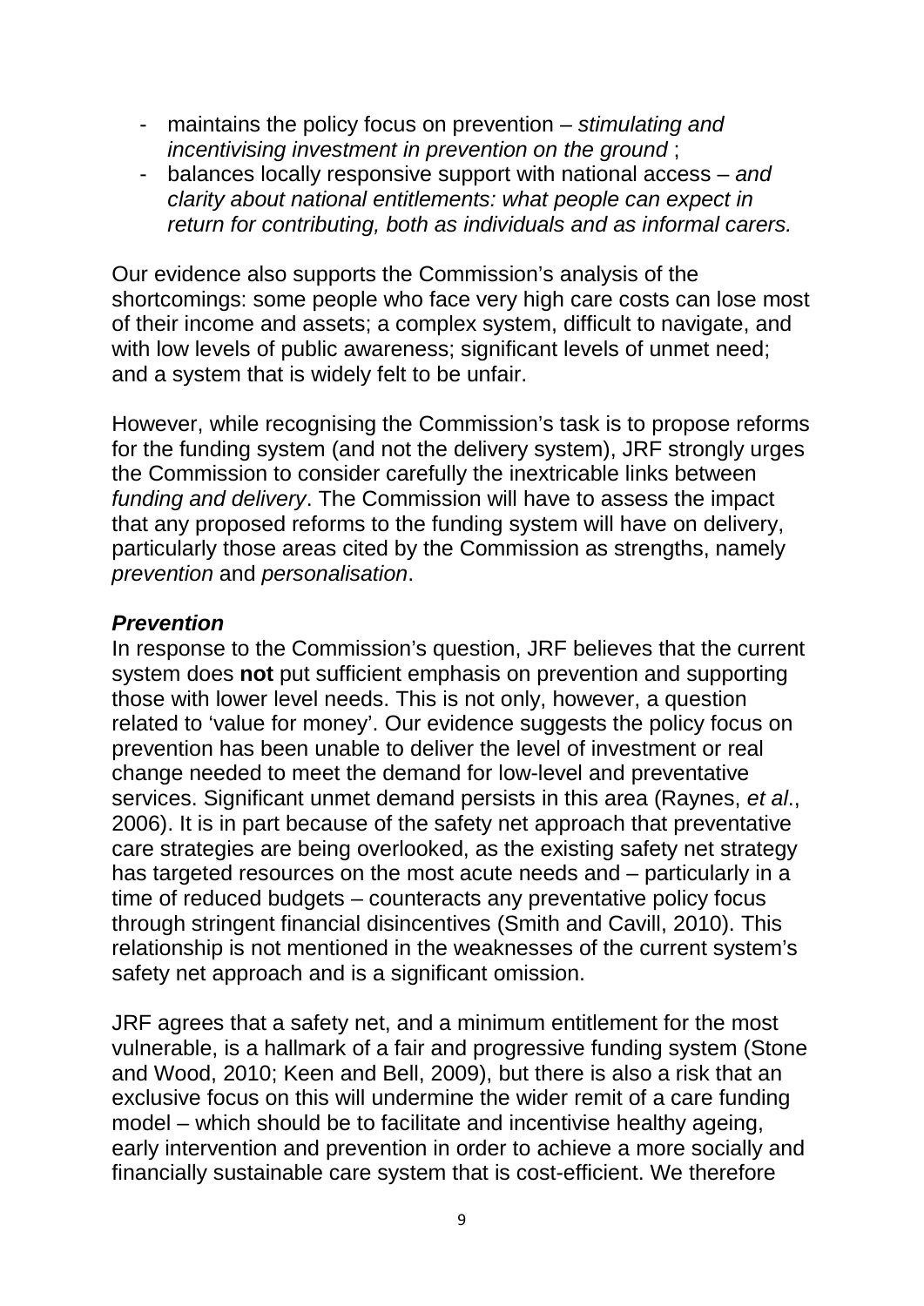- maintains the policy focus on prevention – *stimulating and incentivising investment in prevention on the ground* ;
- balances locally responsive support with national access – *and clarity about national entitlements: what people can expect in return for contributing, both as individuals and as informal carers.*

Our evidence also supports the Commission's analysis of the shortcomings: some people who face very high care costs can lose most of their income and assets; a complex system, difficult to navigate, and with low levels of public awareness; significant levels of unmet need; and a system that is widely felt to be unfair.

However, while recognising the Commission's task is to propose reforms for the funding system (and not the delivery system), JRF strongly urges the Commission to consider carefully the inextricable links between *funding and delivery*. The Commission will have to assess the impact that any proposed reforms to the funding system will have on delivery, particularly those areas cited by the Commission as strengths, namely *prevention* and *personalisation*.

***Prevention***

In response to the Commission's question, JRF believes that the current system does **not** put sufficient emphasis on prevention and supporting those with lower level needs. This is not only, however, a question related to 'value for money'. Our evidence suggests the policy focus on prevention has been unable to deliver the level of investment or real change needed to meet the demand for low-level and preventative services. Significant unmet demand persists in this area (Raynes, *et al*., 2006). It is in part because of the safety net approach that preventative care strategies are being overlooked, as the existing safety net strategy has targeted resources on the most acute needs and – particularly in a time of reduced budgets – counteracts any preventative policy focus through stringent financial disincentives (Smith and Cavill, 2010). This relationship is not mentioned in the weaknesses of the current system's safety net approach and is a significant omission.

JRF agrees that a safety net, and a minimum entitlement for the most vulnerable, is a hallmark of a fair and progressive funding system (Stone and Wood, 2010; Keen and Bell, 2009), but there is also a risk that an exclusive focus on this will undermine the wider remit of a care funding model – which should be to facilitate and incentivise healthy ageing, early intervention and prevention in order to achieve a more socially and financially sustainable care system that is cost-efficient. We therefore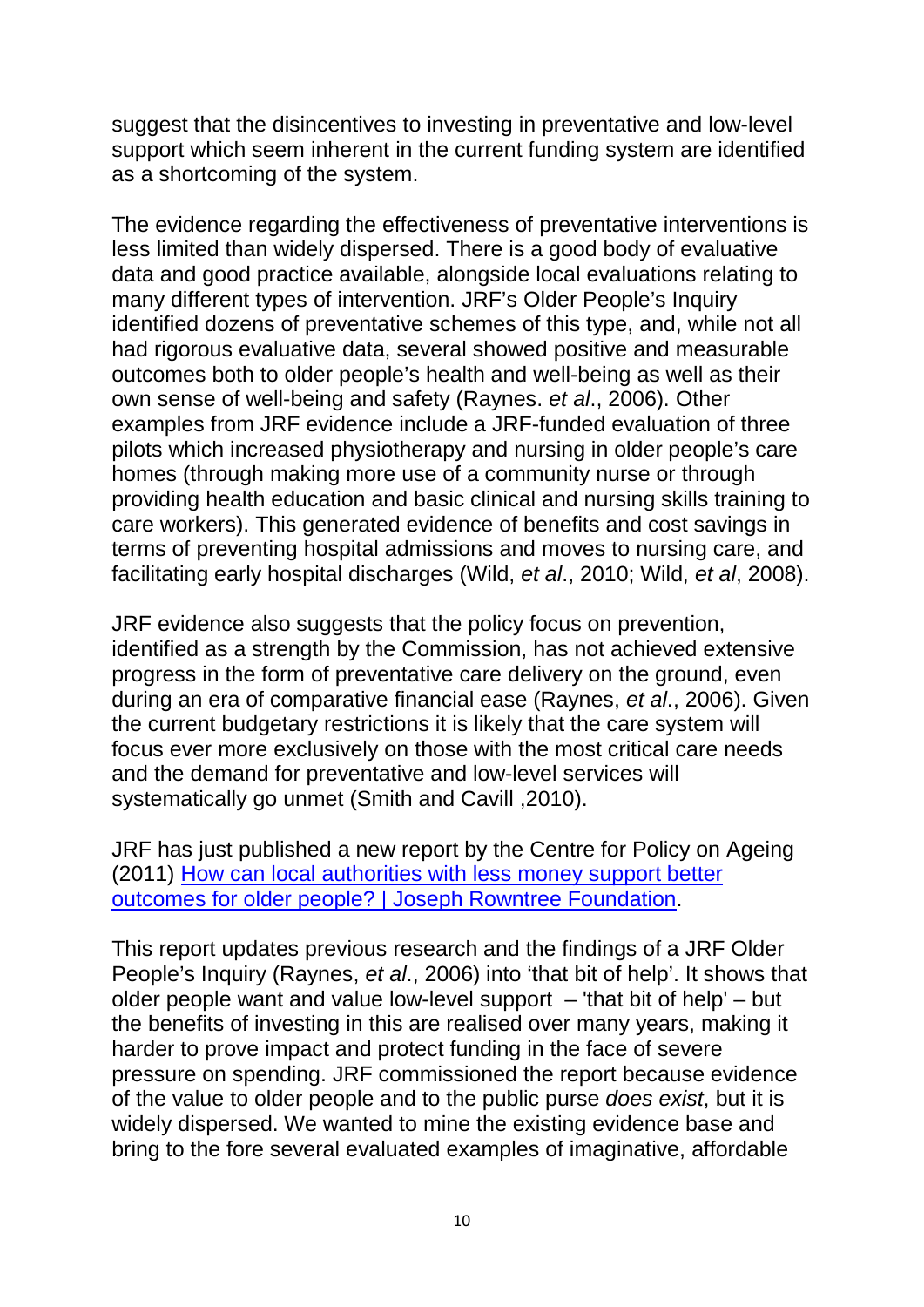suggest that the disincentives to investing in preventative and low-level support which seem inherent in the current funding system are identified as a shortcoming of the system.

The evidence regarding the effectiveness of preventative interventions is less limited than widely dispersed. There is a good body of evaluative data and good practice available, alongside local evaluations relating to many different types of intervention. JRF's Older People's Inquiry identified dozens of preventative schemes of this type, and, while not all had rigorous evaluative data, several showed positive and measurable outcomes both to older people's health and well-being as well as their own sense of well-being and safety (Raynes. *et al*., 2006). Other examples from JRF evidence include a JRF-funded evaluation of three pilots which increased physiotherapy and nursing in older people's care homes (through making more use of a community nurse or through providing health education and basic clinical and nursing skills training to care workers). This generated evidence of benefits and cost savings in terms of preventing hospital admissions and moves to nursing care, and facilitating early hospital discharges (Wild, *et al*., 2010; Wild, *et al*, 2008).

JRF evidence also suggests that the policy focus on prevention, identified as a strength by the Commission, has not achieved extensive progress in the form of preventative care delivery on the ground, even during an era of comparative financial ease (Raynes, *et al*., 2006). Given the current budgetary restrictions it is likely that the care system will focus ever more exclusively on those with the most critical care needs and the demand for preventative and low-level services will systematically go unmet (Smith and Cavill ,2010).

JRF has just published a new report by the Centre for Policy on Ageing (2011) [How can local authorities with less money support better outcomes for older people? | Joseph Rowntree Foundation](#).

This report updates previous research and the findings of a JRF Older People's Inquiry (Raynes, *et al*., 2006) into 'that bit of help'. It shows that older people want and value low-level support – 'that bit of help' – but the benefits of investing in this are realised over many years, making it harder to prove impact and protect funding in the face of severe pressure on spending. JRF commissioned the report because evidence of the value to older people and to the public purse *does exist*, but it is widely dispersed. We wanted to mine the existing evidence base and bring to the fore several evaluated examples of imaginative, affordable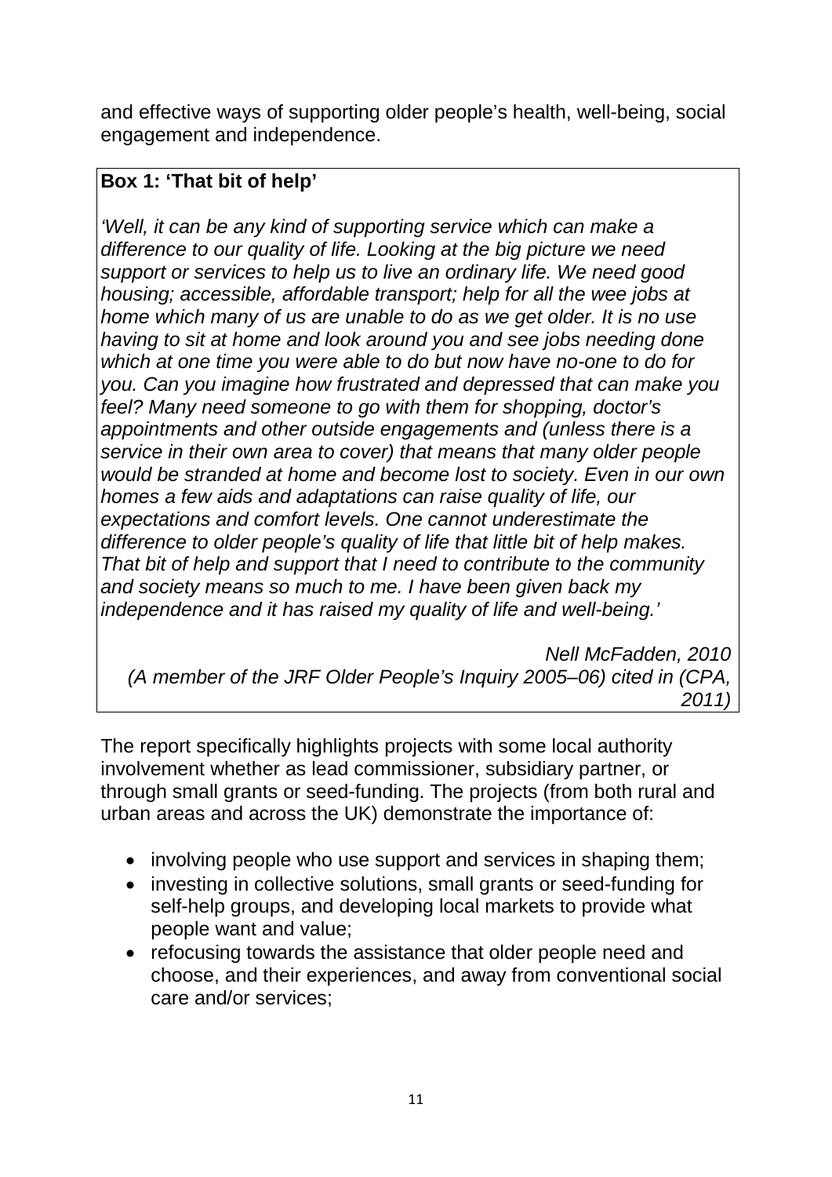and effective ways of supporting older people's health, well-being, social engagement and independence.

**Box 1: 'That bit of help'**

*'Well, it can be any kind of supporting service which can make a difference to our quality of life. Looking at the big picture we need support or services to help us to live an ordinary life. We need good housing; accessible, affordable transport; help for all the wee jobs at home which many of us are unable to do as we get older. It is no use having to sit at home and look around you and see jobs needing done which at one time you were able to do but now have no-one to do for you. Can you imagine how frustrated and depressed that can make you feel? Many need someone to go with them for shopping, doctor's appointments and other outside engagements and (unless there is a service in their own area to cover) that means that many older people would be stranded at home and become lost to society. Even in our own homes a few aids and adaptations can raise quality of life, our expectations and comfort levels. One cannot underestimate the difference to older people's quality of life that little bit of help makes. That bit of help and support that I need to contribute to the community and society means so much to me. I have been given back my independence and it has raised my quality of life and well-being.'*

*Nell McFadden, 2010*
*(A member of the JRF Older People's Inquiry 2005–06) cited in (CPA, 2011)*

The report specifically highlights projects with some local authority involvement whether as lead commissioner, subsidiary partner, or through small grants or seed-funding. The projects (from both rural and urban areas and across the UK) demonstrate the importance of:

- involving people who use support and services in shaping them;
- investing in collective solutions, small grants or seed-funding for self-help groups, and developing local markets to provide what people want and value;
- refocusing towards the assistance that older people need and choose, and their experiences, and away from conventional social care and/or services;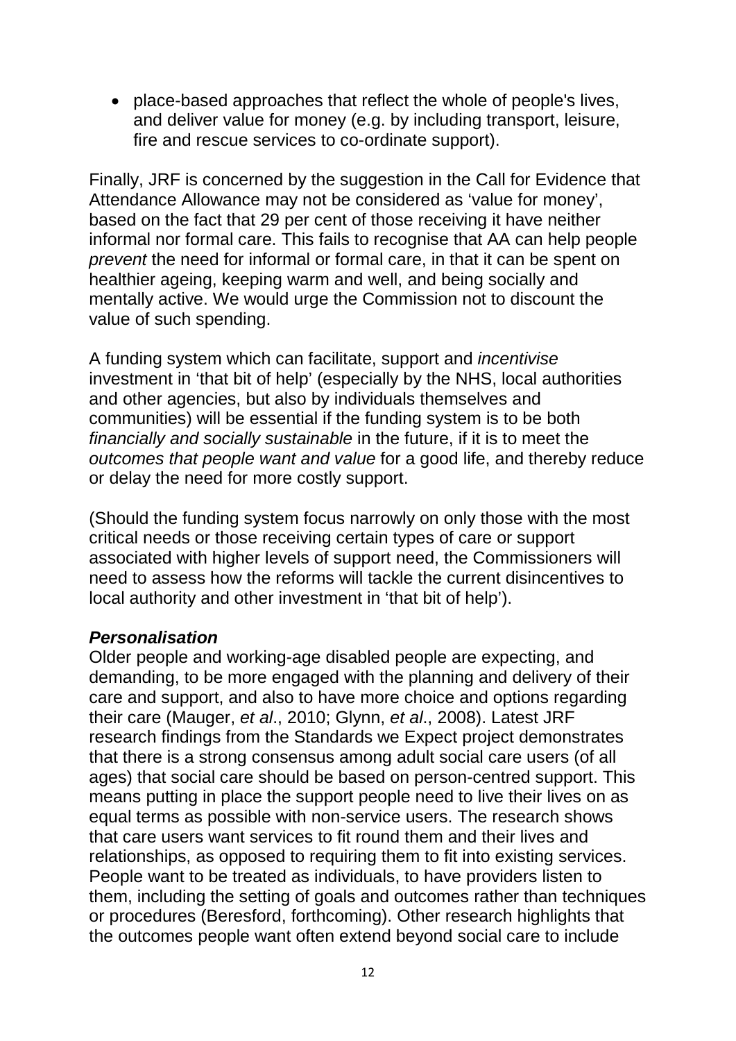- place-based approaches that reflect the whole of people's lives, and deliver value for money (e.g. by including transport, leisure, fire and rescue services to co-ordinate support).

Finally, JRF is concerned by the suggestion in the Call for Evidence that Attendance Allowance may not be considered as 'value for money', based on the fact that 29 per cent of those receiving it have neither informal nor formal care. This fails to recognise that AA can help people *prevent* the need for informal or formal care, in that it can be spent on healthier ageing, keeping warm and well, and being socially and mentally active. We would urge the Commission not to discount the value of such spending.

A funding system which can facilitate, support and *incentivise* investment in 'that bit of help' (especially by the NHS, local authorities and other agencies, but also by individuals themselves and communities) will be essential if the funding system is to be both *financially and socially sustainable* in the future, if it is to meet the *outcomes that people want and value* for a good life, and thereby reduce or delay the need for more costly support.

(Should the funding system focus narrowly on only those with the most critical needs or those receiving certain types of care or support associated with higher levels of support need, the Commissioners will need to assess how the reforms will tackle the current disincentives to local authority and other investment in 'that bit of help').

***Personalisation***

Older people and working-age disabled people are expecting, and demanding, to be more engaged with the planning and delivery of their care and support, and also to have more choice and options regarding their care (Mauger, *et al*., 2010; Glynn, *et al*., 2008). Latest JRF research findings from the Standards we Expect project demonstrates that there is a strong consensus among adult social care users (of all ages) that social care should be based on person-centred support. This means putting in place the support people need to live their lives on as equal terms as possible with non-service users. The research shows that care users want services to fit round them and their lives and relationships, as opposed to requiring them to fit into existing services. People want to be treated as individuals, to have providers listen to them, including the setting of goals and outcomes rather than techniques or procedures (Beresford, forthcoming). Other research highlights that the outcomes people want often extend beyond social care to include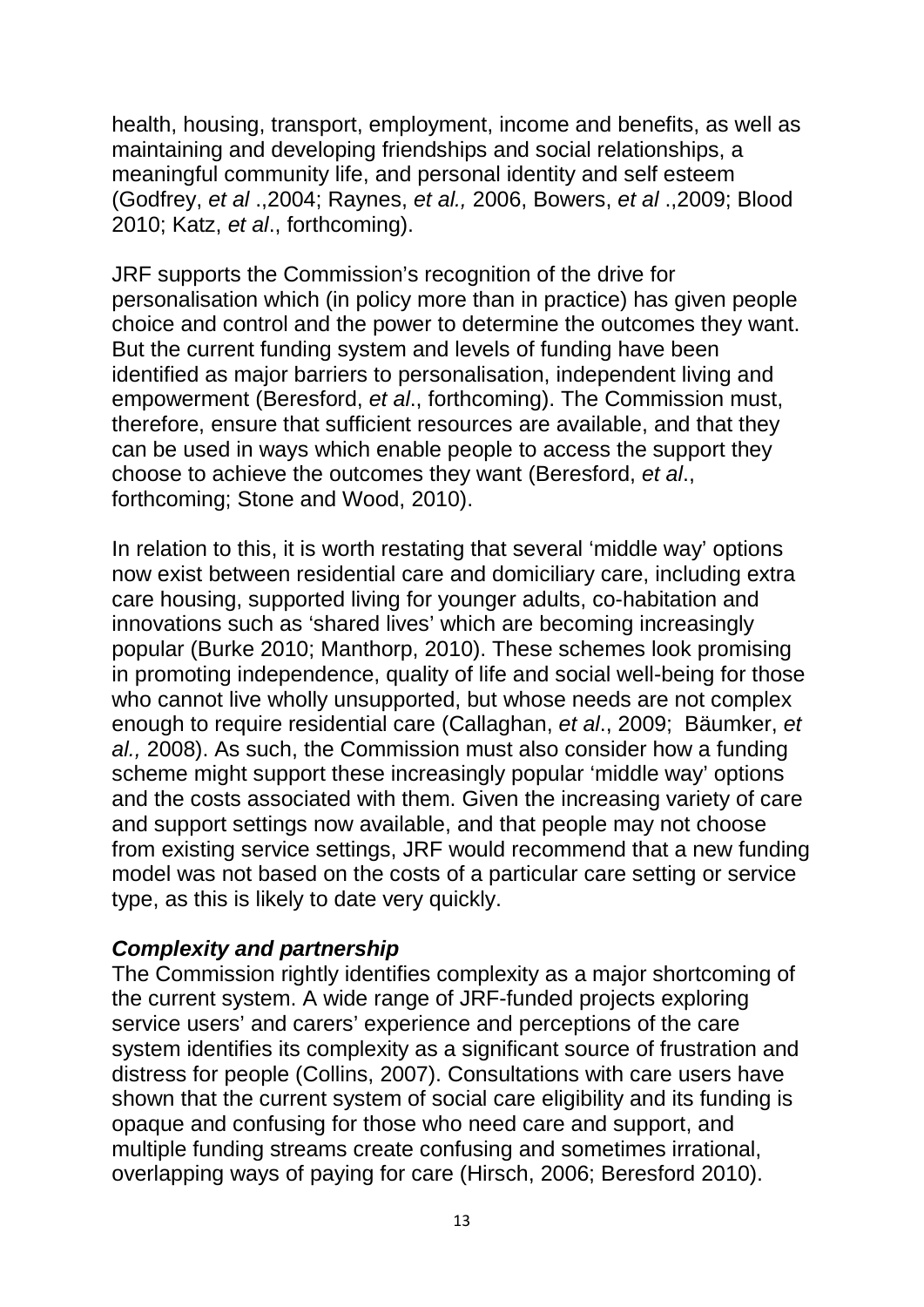health, housing, transport, employment, income and benefits, as well as maintaining and developing friendships and social relationships, a meaningful community life, and personal identity and self esteem (Godfrey, *et al* .,2004; Raynes, *et al.,* 2006, Bowers, *et al* .,2009; Blood 2010; Katz, *et al*., forthcoming).

JRF supports the Commission's recognition of the drive for personalisation which (in policy more than in practice) has given people choice and control and the power to determine the outcomes they want. But the current funding system and levels of funding have been identified as major barriers to personalisation, independent living and empowerment (Beresford, *et al*., forthcoming). The Commission must, therefore, ensure that sufficient resources are available, and that they can be used in ways which enable people to access the support they choose to achieve the outcomes they want (Beresford, *et al*., forthcoming; Stone and Wood, 2010).

In relation to this, it is worth restating that several 'middle way' options now exist between residential care and domiciliary care, including extra care housing, supported living for younger adults, co-habitation and innovations such as 'shared lives' which are becoming increasingly popular (Burke 2010; Manthorp, 2010). These schemes look promising in promoting independence, quality of life and social well-being for those who cannot live wholly unsupported, but whose needs are not complex enough to require residential care (Callaghan, *et al*., 2009; Bäumker, *et al.,* 2008). As such, the Commission must also consider how a funding scheme might support these increasingly popular 'middle way' options and the costs associated with them. Given the increasing variety of care and support settings now available, and that people may not choose from existing service settings, JRF would recommend that a new funding model was not based on the costs of a particular care setting or service type, as this is likely to date very quickly.

***Complexity and partnership***

The Commission rightly identifies complexity as a major shortcoming of the current system. A wide range of JRF-funded projects exploring service users' and carers' experience and perceptions of the care system identifies its complexity as a significant source of frustration and distress for people (Collins, 2007). Consultations with care users have shown that the current system of social care eligibility and its funding is opaque and confusing for those who need care and support, and multiple funding streams create confusing and sometimes irrational, overlapping ways of paying for care (Hirsch, 2006; Beresford 2010).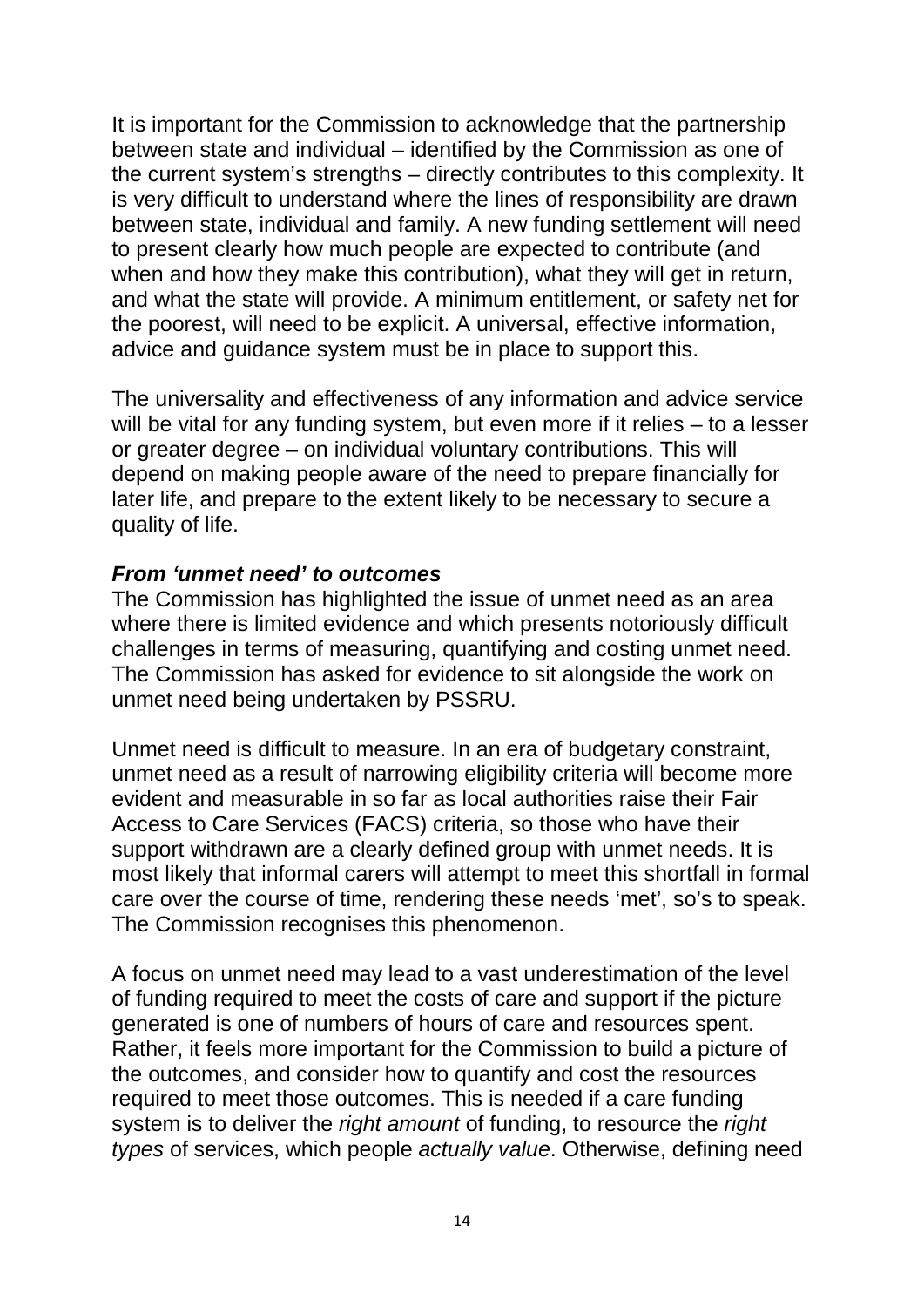It is important for the Commission to acknowledge that the partnership between state and individual – identified by the Commission as one of the current system's strengths – directly contributes to this complexity. It is very difficult to understand where the lines of responsibility are drawn between state, individual and family. A new funding settlement will need to present clearly how much people are expected to contribute (and when and how they make this contribution), what they will get in return, and what the state will provide. A minimum entitlement, or safety net for the poorest, will need to be explicit. A universal, effective information, advice and guidance system must be in place to support this.

The universality and effectiveness of any information and advice service will be vital for any funding system, but even more if it relies – to a lesser or greater degree – on individual voluntary contributions. This will depend on making people aware of the need to prepare financially for later life, and prepare to the extent likely to be necessary to secure a quality of life.

***From 'unmet need' to outcomes***

The Commission has highlighted the issue of unmet need as an area where there is limited evidence and which presents notoriously difficult challenges in terms of measuring, quantifying and costing unmet need. The Commission has asked for evidence to sit alongside the work on unmet need being undertaken by PSSRU.

Unmet need is difficult to measure. In an era of budgetary constraint, unmet need as a result of narrowing eligibility criteria will become more evident and measurable in so far as local authorities raise their Fair Access to Care Services (FACS) criteria, so those who have their support withdrawn are a clearly defined group with unmet needs. It is most likely that informal carers will attempt to meet this shortfall in formal care over the course of time, rendering these needs 'met', so's to speak. The Commission recognises this phenomenon.

A focus on unmet need may lead to a vast underestimation of the level of funding required to meet the costs of care and support if the picture generated is one of numbers of hours of care and resources spent. Rather, it feels more important for the Commission to build a picture of the outcomes, and consider how to quantify and cost the resources required to meet those outcomes. This is needed if a care funding system is to deliver the *right amount* of funding, to resource the *right types* of services, which people *actually value*. Otherwise, defining need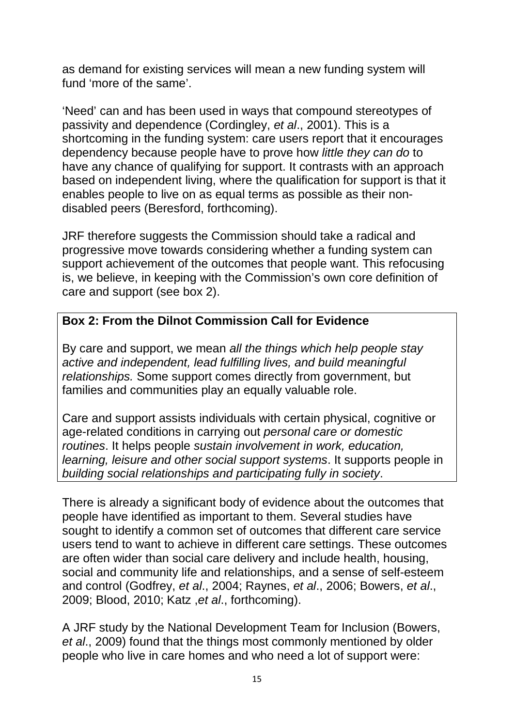as demand for existing services will mean a new funding system will fund 'more of the same'.

'Need' can and has been used in ways that compound stereotypes of passivity and dependence (Cordingley, *et al*., 2001). This is a shortcoming in the funding system: care users report that it encourages dependency because people have to prove how *little they can do* to have any chance of qualifying for support. It contrasts with an approach based on independent living, where the qualification for support is that it enables people to live on as equal terms as possible as their non-disabled peers (Beresford, forthcoming).

JRF therefore suggests the Commission should take a radical and progressive move towards considering whether a funding system can support achievement of the outcomes that people want. This refocusing is, we believe, in keeping with the Commission's own core definition of care and support (see box 2).

**Box 2: From the Dilnot Commission Call for Evidence**

By care and support, we mean *all the things which help people stay active and independent, lead fulfilling lives, and build meaningful relationships.* Some support comes directly from government, but families and communities play an equally valuable role.

Care and support assists individuals with certain physical, cognitive or age-related conditions in carrying out *personal care or domestic routines*. It helps people *sustain involvement in work, education, learning, leisure and other social support systems*. It supports people in *building social relationships and participating fully in society*.

There is already a significant body of evidence about the outcomes that people have identified as important to them. Several studies have sought to identify a common set of outcomes that different care service users tend to want to achieve in different care settings. These outcomes are often wider than social care delivery and include health, housing, social and community life and relationships, and a sense of self-esteem and control (Godfrey, *et al*., 2004; Raynes, *et al*., 2006; Bowers, *et al*., 2009; Blood, 2010; Katz ,*et al*., forthcoming).

A JRF study by the National Development Team for Inclusion (Bowers, *et al*., 2009) found that the things most commonly mentioned by older people who live in care homes and who need a lot of support were: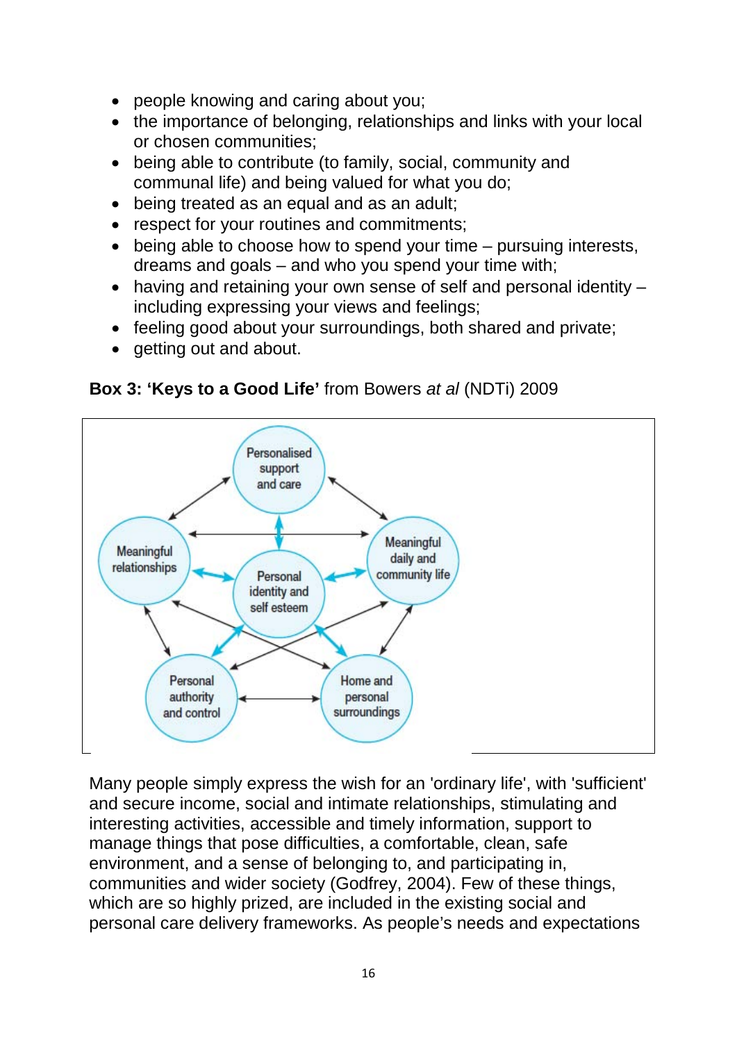- people knowing and caring about you;
- the importance of belonging, relationships and links with your local or chosen communities;
- being able to contribute (to family, social, community and communal life) and being valued for what you do;
- being treated as an equal and as an adult;
- respect for your routines and commitments;
- being able to choose how to spend your time – pursuing interests, dreams and goals – and who you spend your time with;
- having and retaining your own sense of self and personal identity – including expressing your views and feelings;
- feeling good about your surroundings, both shared and private;
- getting out and about.

**Box 3: 'Keys to a Good Life'** from Bowers *at al* (NDTi) 2009

Personalised support and care; Meaningful relationships; Meaningful daily and community life; Personal identity and self esteem; Personal authority and control; Home and personal surroundings

Many people simply express the wish for an 'ordinary life', with 'sufficient' and secure income, social and intimate relationships, stimulating and interesting activities, accessible and timely information, support to manage things that pose difficulties, a comfortable, clean, safe environment, and a sense of belonging to, and participating in, communities and wider society (Godfrey, 2004). Few of these things, which are so highly prized, are included in the existing social and personal care delivery frameworks. As people's needs and expectations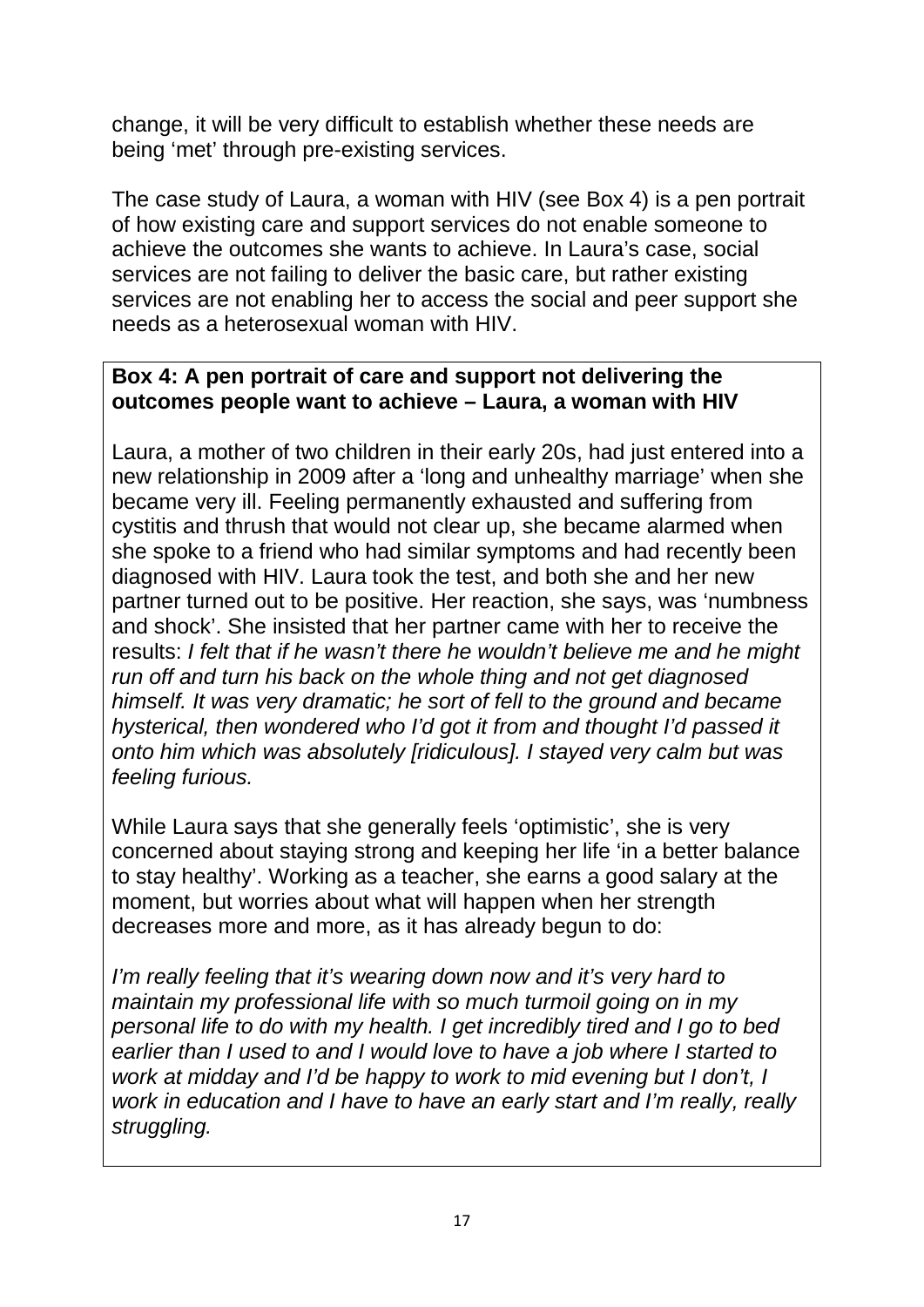change, it will be very difficult to establish whether these needs are being 'met' through pre-existing services.

The case study of Laura, a woman with HIV (see Box 4) is a pen portrait of how existing care and support services do not enable someone to achieve the outcomes she wants to achieve. In Laura's case, social services are not failing to deliver the basic care, but rather existing services are not enabling her to access the social and peer support she needs as a heterosexual woman with HIV.

> **Box 4: A pen portrait of care and support not delivering the outcomes people want to achieve – Laura, a woman with HIV**
>
> Laura, a mother of two children in their early 20s, had just entered into a new relationship in 2009 after a 'long and unhealthy marriage' when she became very ill. Feeling permanently exhausted and suffering from cystitis and thrush that would not clear up, she became alarmed when she spoke to a friend who had similar symptoms and had recently been diagnosed with HIV. Laura took the test, and both she and her new partner turned out to be positive. Her reaction, she says, was 'numbness and shock'. She insisted that her partner came with her to receive the results: *I felt that if he wasn't there he wouldn't believe me and he might run off and turn his back on the whole thing and not get diagnosed himself. It was very dramatic; he sort of fell to the ground and became hysterical, then wondered who I'd got it from and thought I'd passed it onto him which was absolutely [ridiculous]. I stayed very calm but was feeling furious.*
>
> While Laura says that she generally feels 'optimistic', she is very concerned about staying strong and keeping her life 'in a better balance to stay healthy'. Working as a teacher, she earns a good salary at the moment, but worries about what will happen when her strength decreases more and more, as it has already begun to do:
>
> *I'm really feeling that it's wearing down now and it's very hard to maintain my professional life with so much turmoil going on in my personal life to do with my health. I get incredibly tired and I go to bed earlier than I used to and I would love to have a job where I started to work at midday and I'd be happy to work to mid evening but I don't, I work in education and I have to have an early start and I'm really, really struggling.*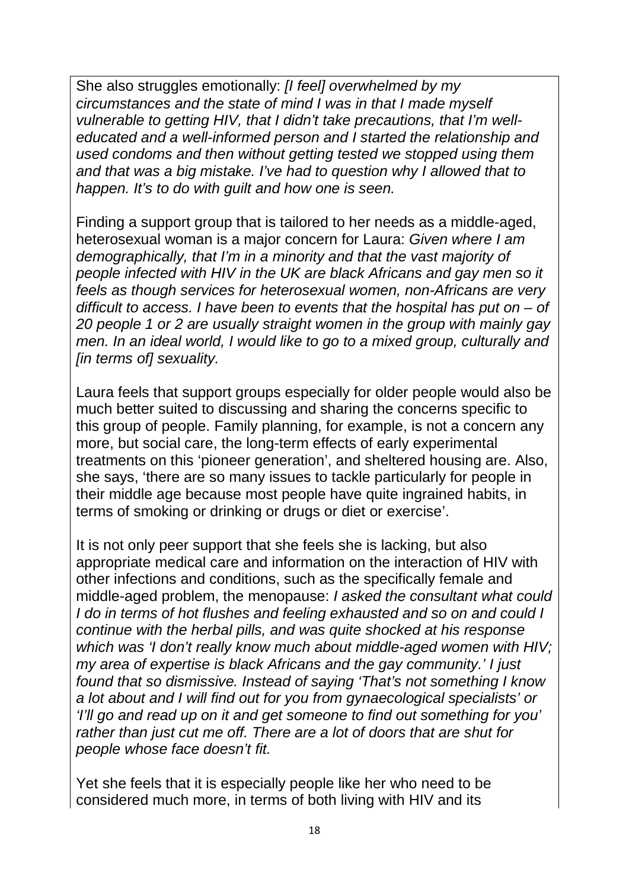She also struggles emotionally: *[I feel] overwhelmed by my circumstances and the state of mind I was in that I made myself vulnerable to getting HIV, that I didn't take precautions, that I'm well-educated and a well-informed person and I started the relationship and used condoms and then without getting tested we stopped using them and that was a big mistake. I've had to question why I allowed that to happen. It's to do with guilt and how one is seen.*

Finding a support group that is tailored to her needs as a middle-aged, heterosexual woman is a major concern for Laura: *Given where I am demographically, that I'm in a minority and that the vast majority of people infected with HIV in the UK are black Africans and gay men so it feels as though services for heterosexual women, non-Africans are very difficult to access. I have been to events that the hospital has put on – of 20 people 1 or 2 are usually straight women in the group with mainly gay men. In an ideal world, I would like to go to a mixed group, culturally and [in terms of] sexuality.*

Laura feels that support groups especially for older people would also be much better suited to discussing and sharing the concerns specific to this group of people. Family planning, for example, is not a concern any more, but social care, the long-term effects of early experimental treatments on this 'pioneer generation', and sheltered housing are. Also, she says, 'there are so many issues to tackle particularly for people in their middle age because most people have quite ingrained habits, in terms of smoking or drinking or drugs or diet or exercise'.

It is not only peer support that she feels she is lacking, but also appropriate medical care and information on the interaction of HIV with other infections and conditions, such as the specifically female and middle-aged problem, the menopause: *I asked the consultant what could I do in terms of hot flushes and feeling exhausted and so on and could I continue with the herbal pills, and was quite shocked at his response which was 'I don't really know much about middle-aged women with HIV; my area of expertise is black Africans and the gay community.' I just found that so dismissive. Instead of saying 'That's not something I know a lot about and I will find out for you from gynaecological specialists' or 'I'll go and read up on it and get someone to find out something for you' rather than just cut me off. There are a lot of doors that are shut for people whose face doesn't fit.*

Yet she feels that it is especially people like her who need to be considered much more, in terms of both living with HIV and its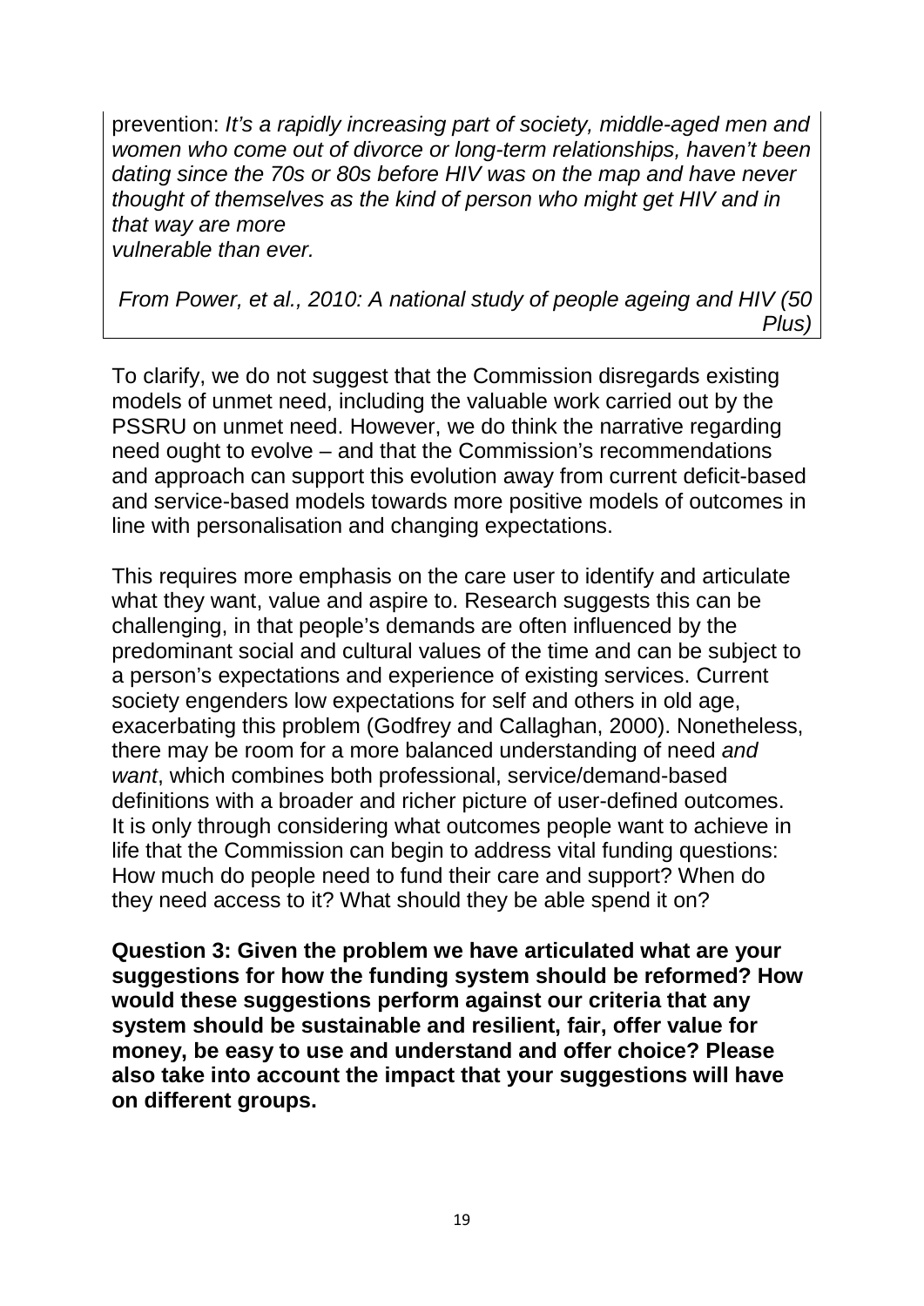prevention: *It's a rapidly increasing part of society, middle-aged men and women who come out of divorce or long-term relationships, haven't been dating since the 70s or 80s before HIV was on the map and have never thought of themselves as the kind of person who might get HIV and in that way are more vulnerable than ever.*

*From Power, et al., 2010: A national study of people ageing and HIV (50 Plus)*

To clarify, we do not suggest that the Commission disregards existing models of unmet need, including the valuable work carried out by the PSSRU on unmet need. However, we do think the narrative regarding need ought to evolve – and that the Commission's recommendations and approach can support this evolution away from current deficit-based and service-based models towards more positive models of outcomes in line with personalisation and changing expectations.

This requires more emphasis on the care user to identify and articulate what they want, value and aspire to. Research suggests this can be challenging, in that people's demands are often influenced by the predominant social and cultural values of the time and can be subject to a person's expectations and experience of existing services. Current society engenders low expectations for self and others in old age, exacerbating this problem (Godfrey and Callaghan, 2000). Nonetheless, there may be room for a more balanced understanding of need *and want*, which combines both professional, service/demand-based definitions with a broader and richer picture of user-defined outcomes. It is only through considering what outcomes people want to achieve in life that the Commission can begin to address vital funding questions: How much do people need to fund their care and support? When do they need access to it? What should they be able spend it on?

**Question 3: Given the problem we have articulated what are your suggestions for how the funding system should be reformed? How would these suggestions perform against our criteria that any system should be sustainable and resilient, fair, offer value for money, be easy to use and understand and offer choice? Please also take into account the impact that your suggestions will have on different groups.**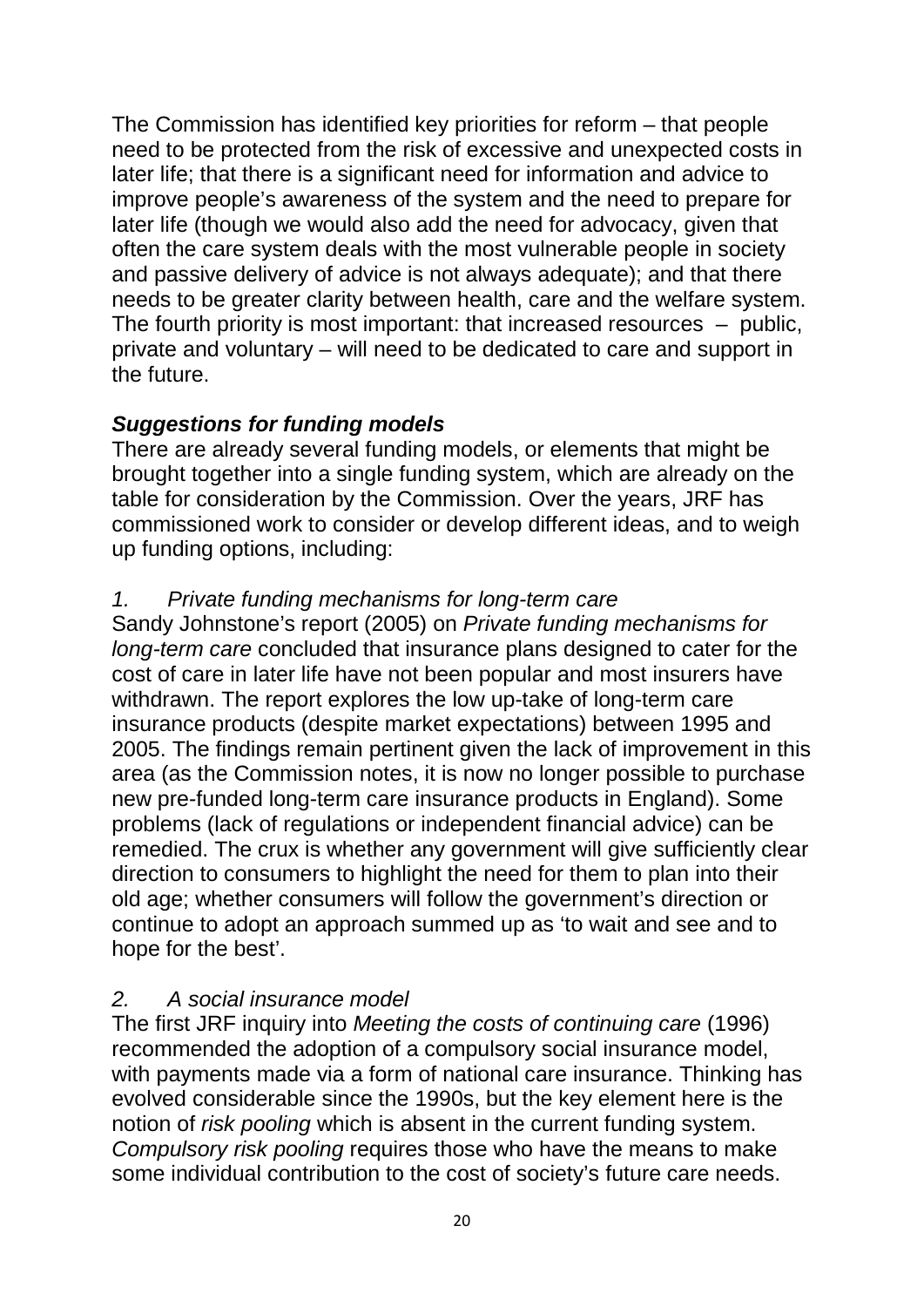The Commission has identified key priorities for reform – that people need to be protected from the risk of excessive and unexpected costs in later life; that there is a significant need for information and advice to improve people's awareness of the system and the need to prepare for later life (though we would also add the need for advocacy, given that often the care system deals with the most vulnerable people in society and passive delivery of advice is not always adequate); and that there needs to be greater clarity between health, care and the welfare system. The fourth priority is most important: that increased resources – public, private and voluntary – will need to be dedicated to care and support in the future.

### *Suggestions for funding models*

There are already several funding models, or elements that might be brought together into a single funding system, which are already on the table for consideration by the Commission. Over the years, JRF has commissioned work to consider or develop different ideas, and to weigh up funding options, including:

*1. Private funding mechanisms for long-term care*

Sandy Johnstone's report (2005) on *Private funding mechanisms for long-term care* concluded that insurance plans designed to cater for the cost of care in later life have not been popular and most insurers have withdrawn. The report explores the low up-take of long-term care insurance products (despite market expectations) between 1995 and 2005. The findings remain pertinent given the lack of improvement in this area (as the Commission notes, it is now no longer possible to purchase new pre-funded long-term care insurance products in England). Some problems (lack of regulations or independent financial advice) can be remedied. The crux is whether any government will give sufficiently clear direction to consumers to highlight the need for them to plan into their old age; whether consumers will follow the government's direction or continue to adopt an approach summed up as 'to wait and see and to hope for the best'.

*2. A social insurance model*

The first JRF inquiry into *Meeting the costs of continuing care* (1996) recommended the adoption of a compulsory social insurance model, with payments made via a form of national care insurance. Thinking has evolved considerable since the 1990s, but the key element here is the notion of *risk pooling* which is absent in the current funding system. *Compulsory risk pooling* requires those who have the means to make some individual contribution to the cost of society's future care needs.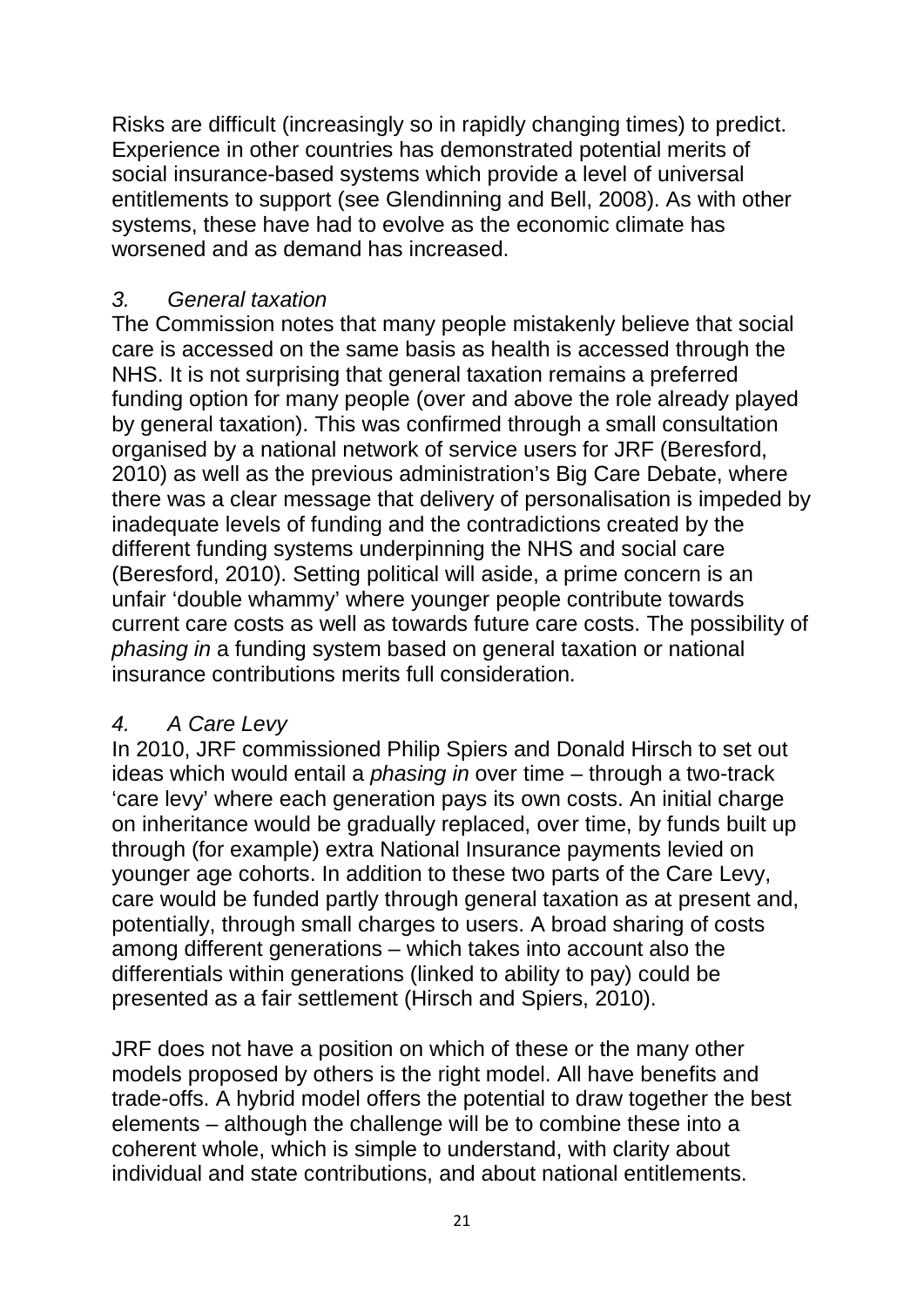Risks are difficult (increasingly so in rapidly changing times) to predict. Experience in other countries has demonstrated potential merits of social insurance-based systems which provide a level of universal entitlements to support (see Glendinning and Bell, 2008). As with other systems, these have had to evolve as the economic climate has worsened and as demand has increased.

*3. General taxation*

The Commission notes that many people mistakenly believe that social care is accessed on the same basis as health is accessed through the NHS. It is not surprising that general taxation remains a preferred funding option for many people (over and above the role already played by general taxation). This was confirmed through a small consultation organised by a national network of service users for JRF (Beresford, 2010) as well as the previous administration's Big Care Debate, where there was a clear message that delivery of personalisation is impeded by inadequate levels of funding and the contradictions created by the different funding systems underpinning the NHS and social care (Beresford, 2010). Setting political will aside, a prime concern is an unfair 'double whammy' where younger people contribute towards current care costs as well as towards future care costs. The possibility of *phasing in* a funding system based on general taxation or national insurance contributions merits full consideration.

*4. A Care Levy*

In 2010, JRF commissioned Philip Spiers and Donald Hirsch to set out ideas which would entail a *phasing in* over time – through a two-track 'care levy' where each generation pays its own costs. An initial charge on inheritance would be gradually replaced, over time, by funds built up through (for example) extra National Insurance payments levied on younger age cohorts. In addition to these two parts of the Care Levy, care would be funded partly through general taxation as at present and, potentially, through small charges to users. A broad sharing of costs among different generations – which takes into account also the differentials within generations (linked to ability to pay) could be presented as a fair settlement (Hirsch and Spiers, 2010).

JRF does not have a position on which of these or the many other models proposed by others is the right model. All have benefits and trade-offs. A hybrid model offers the potential to draw together the best elements – although the challenge will be to combine these into a coherent whole, which is simple to understand, with clarity about individual and state contributions, and about national entitlements.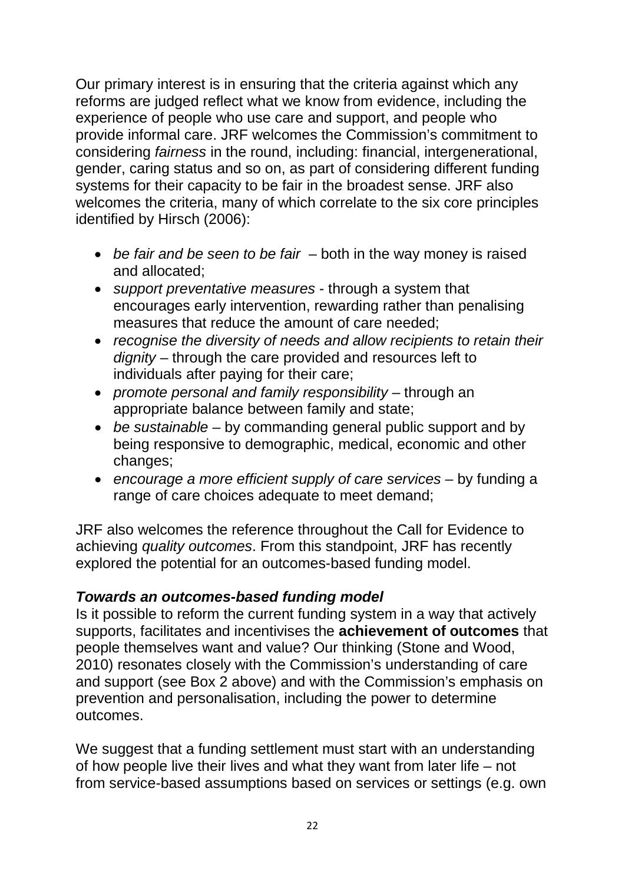Our primary interest is in ensuring that the criteria against which any reforms are judged reflect what we know from evidence, including the experience of people who use care and support, and people who provide informal care. JRF welcomes the Commission's commitment to considering *fairness* in the round, including: financial, intergenerational, gender, caring status and so on, as part of considering different funding systems for their capacity to be fair in the broadest sense. JRF also welcomes the criteria, many of which correlate to the six core principles identified by Hirsch (2006):

- *be fair and be seen to be fair* – both in the way money is raised and allocated;
- *support preventative measures* - through a system that encourages early intervention, rewarding rather than penalising measures that reduce the amount of care needed;
- *recognise the diversity of needs and allow recipients to retain their dignity* – through the care provided and resources left to individuals after paying for their care;
- *promote personal and family responsibility* – through an appropriate balance between family and state;
- *be sustainable* – by commanding general public support and by being responsive to demographic, medical, economic and other changes;
- *encourage a more efficient supply of care services* – by funding a range of care choices adequate to meet demand;

JRF also welcomes the reference throughout the Call for Evidence to achieving *quality outcomes*. From this standpoint, JRF has recently explored the potential for an outcomes-based funding model.

***Towards an outcomes-based funding model***

Is it possible to reform the current funding system in a way that actively supports, facilitates and incentivises the **achievement of outcomes** that people themselves want and value? Our thinking (Stone and Wood, 2010) resonates closely with the Commission's understanding of care and support (see Box 2 above) and with the Commission's emphasis on prevention and personalisation, including the power to determine outcomes.

We suggest that a funding settlement must start with an understanding of how people live their lives and what they want from later life – not from service-based assumptions based on services or settings (e.g. own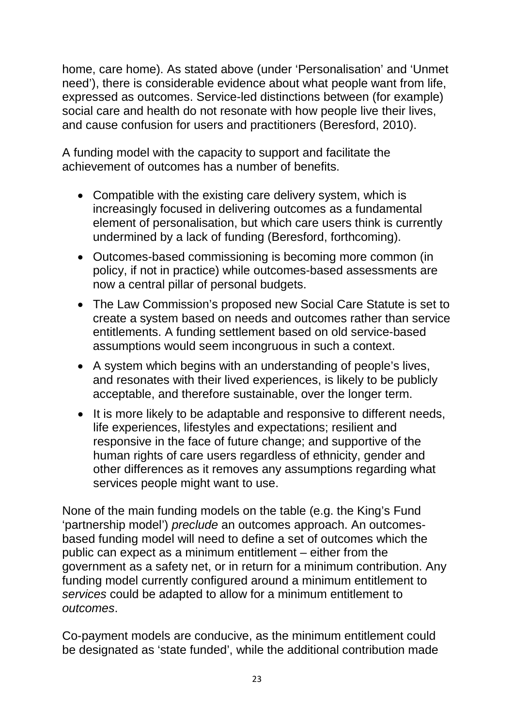home, care home). As stated above (under 'Personalisation' and 'Unmet need'), there is considerable evidence about what people want from life, expressed as outcomes. Service-led distinctions between (for example) social care and health do not resonate with how people live their lives, and cause confusion for users and practitioners (Beresford, 2010).

A funding model with the capacity to support and facilitate the achievement of outcomes has a number of benefits.

- Compatible with the existing care delivery system, which is increasingly focused in delivering outcomes as a fundamental element of personalisation, but which care users think is currently undermined by a lack of funding (Beresford, forthcoming).
- Outcomes-based commissioning is becoming more common (in policy, if not in practice) while outcomes-based assessments are now a central pillar of personal budgets.
- The Law Commission's proposed new Social Care Statute is set to create a system based on needs and outcomes rather than service entitlements. A funding settlement based on old service-based assumptions would seem incongruous in such a context.
- A system which begins with an understanding of people's lives, and resonates with their lived experiences, is likely to be publicly acceptable, and therefore sustainable, over the longer term.
- It is more likely to be adaptable and responsive to different needs, life experiences, lifestyles and expectations; resilient and responsive in the face of future change; and supportive of the human rights of care users regardless of ethnicity, gender and other differences as it removes any assumptions regarding what services people might want to use.

None of the main funding models on the table (e.g. the King's Fund 'partnership model') *preclude* an outcomes approach. An outcomes-based funding model will need to define a set of outcomes which the public can expect as a minimum entitlement – either from the government as a safety net, or in return for a minimum contribution. Any funding model currently configured around a minimum entitlement to *services* could be adapted to allow for a minimum entitlement to *outcomes*.

Co-payment models are conducive, as the minimum entitlement could be designated as 'state funded', while the additional contribution made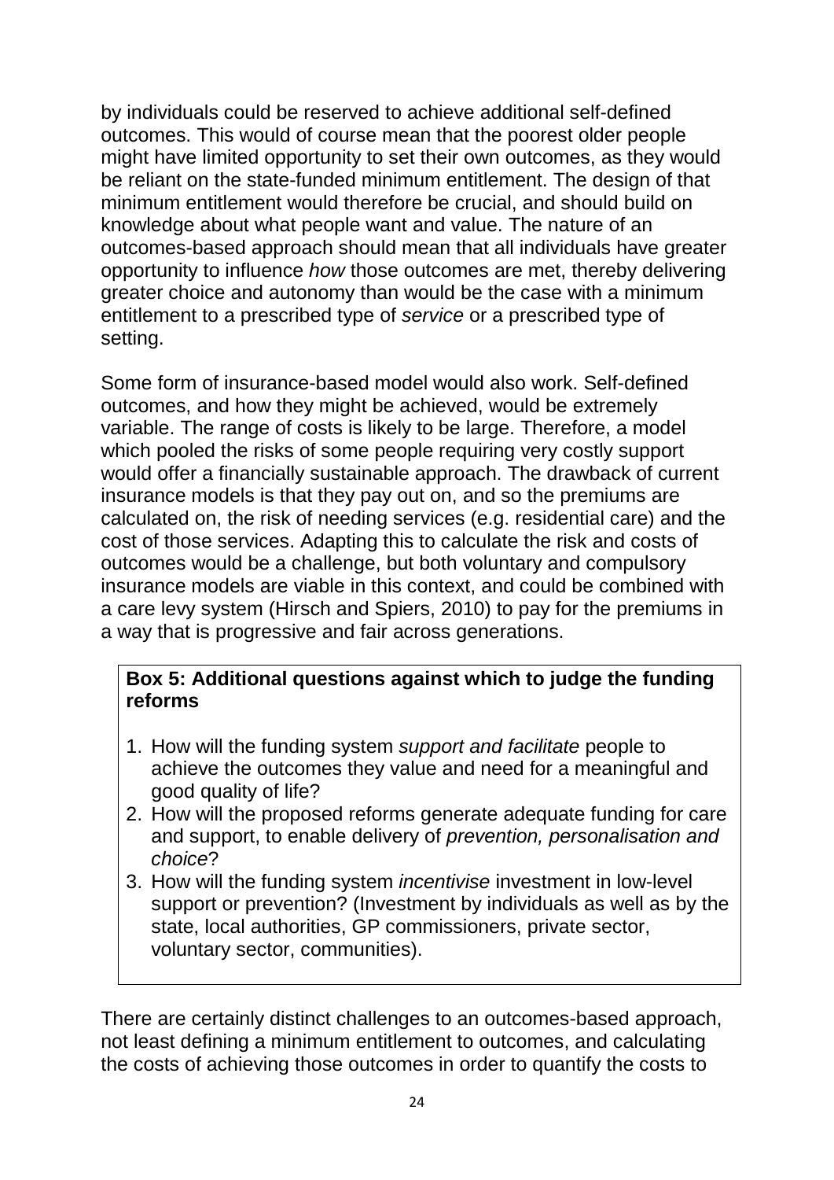by individuals could be reserved to achieve additional self-defined outcomes. This would of course mean that the poorest older people might have limited opportunity to set their own outcomes, as they would be reliant on the state-funded minimum entitlement. The design of that minimum entitlement would therefore be crucial, and should build on knowledge about what people want and value. The nature of an outcomes-based approach should mean that all individuals have greater opportunity to influence *how* those outcomes are met, thereby delivering greater choice and autonomy than would be the case with a minimum entitlement to a prescribed type of *service* or a prescribed type of setting.

Some form of insurance-based model would also work. Self-defined outcomes, and how they might be achieved, would be extremely variable. The range of costs is likely to be large. Therefore, a model which pooled the risks of some people requiring very costly support would offer a financially sustainable approach. The drawback of current insurance models is that they pay out on, and so the premiums are calculated on, the risk of needing services (e.g. residential care) and the cost of those services. Adapting this to calculate the risk and costs of outcomes would be a challenge, but both voluntary and compulsory insurance models are viable in this context, and could be combined with a care levy system (Hirsch and Spiers, 2010) to pay for the premiums in a way that is progressive and fair across generations.

**Box 5: Additional questions against which to judge the funding reforms**

1. How will the funding system *support and facilitate* people to achieve the outcomes they value and need for a meaningful and good quality of life?
2. How will the proposed reforms generate adequate funding for care and support, to enable delivery of *prevention, personalisation and choice*?
3. How will the funding system *incentivise* investment in low-level support or prevention? (Investment by individuals as well as by the state, local authorities, GP commissioners, private sector, voluntary sector, communities).

There are certainly distinct challenges to an outcomes-based approach, not least defining a minimum entitlement to outcomes, and calculating the costs of achieving those outcomes in order to quantify the costs to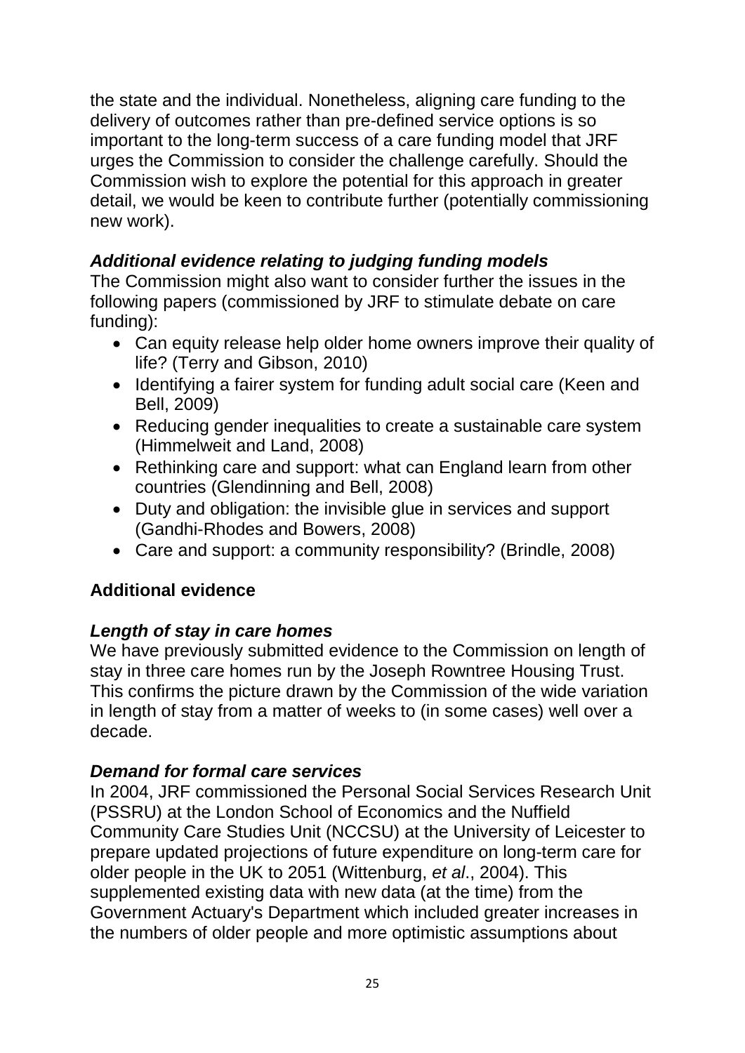the state and the individual. Nonetheless, aligning care funding to the delivery of outcomes rather than pre-defined service options is so important to the long-term success of a care funding model that JRF urges the Commission to consider the challenge carefully. Should the Commission wish to explore the potential for this approach in greater detail, we would be keen to contribute further (potentially commissioning new work).

***Additional evidence relating to judging funding models***

The Commission might also want to consider further the issues in the following papers (commissioned by JRF to stimulate debate on care funding):

- Can equity release help older home owners improve their quality of life? (Terry and Gibson, 2010)
- Identifying a fairer system for funding adult social care (Keen and Bell, 2009)
- Reducing gender inequalities to create a sustainable care system (Himmelweit and Land, 2008)
- Rethinking care and support: what can England learn from other countries (Glendinning and Bell, 2008)
- Duty and obligation: the invisible glue in services and support (Gandhi-Rhodes and Bowers, 2008)
- Care and support: a community responsibility? (Brindle, 2008)

**Additional evidence**

***Length of stay in care homes***

We have previously submitted evidence to the Commission on length of stay in three care homes run by the Joseph Rowntree Housing Trust. This confirms the picture drawn by the Commission of the wide variation in length of stay from a matter of weeks to (in some cases) well over a decade.

***Demand for formal care services***

In 2004, JRF commissioned the Personal Social Services Research Unit (PSSRU) at the London School of Economics and the Nuffield Community Care Studies Unit (NCCSU) at the University of Leicester to prepare updated projections of future expenditure on long-term care for older people in the UK to 2051 (Wittenburg, *et al*., 2004). This supplemented existing data with new data (at the time) from the Government Actuary's Department which included greater increases in the numbers of older people and more optimistic assumptions about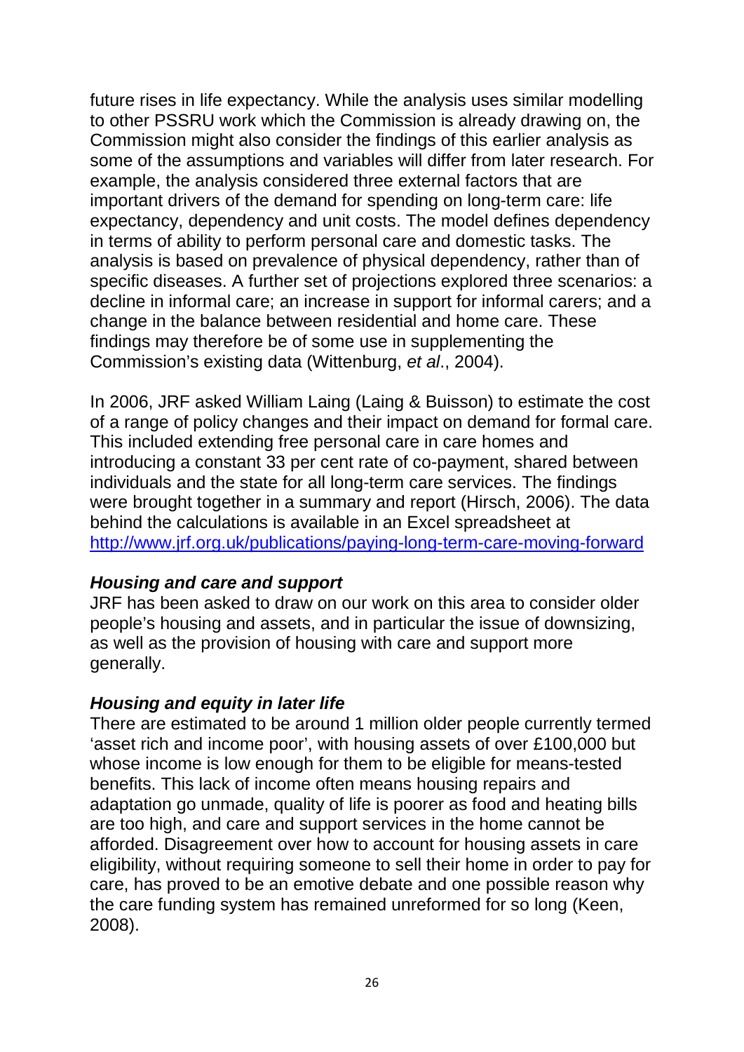future rises in life expectancy. While the analysis uses similar modelling to other PSSRU work which the Commission is already drawing on, the Commission might also consider the findings of this earlier analysis as some of the assumptions and variables will differ from later research. For example, the analysis considered three external factors that are important drivers of the demand for spending on long-term care: life expectancy, dependency and unit costs. The model defines dependency in terms of ability to perform personal care and domestic tasks. The analysis is based on prevalence of physical dependency, rather than of specific diseases. A further set of projections explored three scenarios: a decline in informal care; an increase in support for informal carers; and a change in the balance between residential and home care. These findings may therefore be of some use in supplementing the Commission's existing data (Wittenburg, *et al*., 2004).

In 2006, JRF asked William Laing (Laing & Buisson) to estimate the cost of a range of policy changes and their impact on demand for formal care. This included extending free personal care in care homes and introducing a constant 33 per cent rate of co-payment, shared between individuals and the state for all long-term care services. The findings were brought together in a summary and report (Hirsch, 2006). The data behind the calculations is available in an Excel spreadsheet at [http://www.jrf.org.uk/publications/paying-long-term-care-moving-forward](http://www.jrf.org.uk/publications/paying-long-term-care-moving-forward)

***Housing and care and support***

JRF has been asked to draw on our work on this area to consider older people's housing and assets, and in particular the issue of downsizing, as well as the provision of housing with care and support more generally.

***Housing and equity in later life***

There are estimated to be around 1 million older people currently termed 'asset rich and income poor', with housing assets of over £100,000 but whose income is low enough for them to be eligible for means-tested benefits. This lack of income often means housing repairs and adaptation go unmade, quality of life is poorer as food and heating bills are too high, and care and support services in the home cannot be afforded. Disagreement over how to account for housing assets in care eligibility, without requiring someone to sell their home in order to pay for care, has proved to be an emotive debate and one possible reason why the care funding system has remained unreformed for so long (Keen, 2008).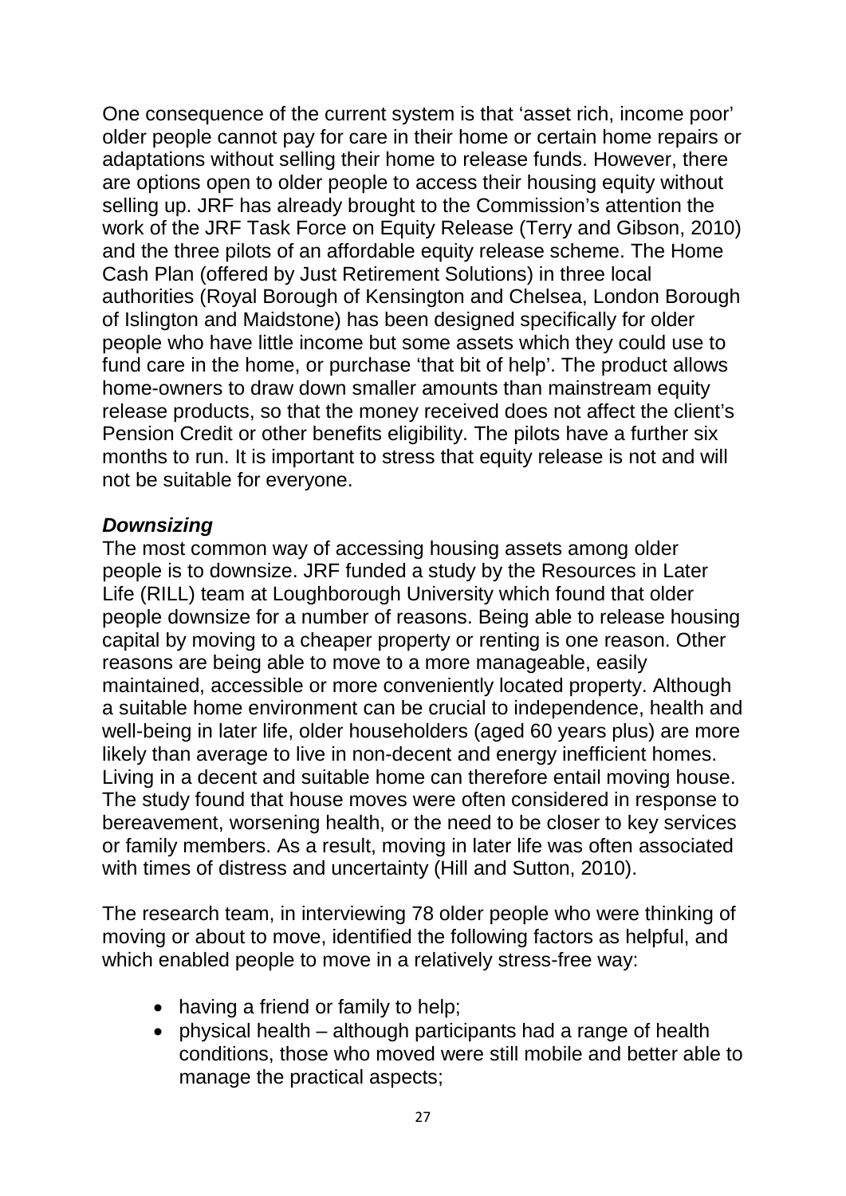One consequence of the current system is that 'asset rich, income poor' older people cannot pay for care in their home or certain home repairs or adaptations without selling their home to release funds. However, there are options open to older people to access their housing equity without selling up. JRF has already brought to the Commission's attention the work of the JRF Task Force on Equity Release (Terry and Gibson, 2010) and the three pilots of an affordable equity release scheme. The Home Cash Plan (offered by Just Retirement Solutions) in three local authorities (Royal Borough of Kensington and Chelsea, London Borough of Islington and Maidstone) has been designed specifically for older people who have little income but some assets which they could use to fund care in the home, or purchase 'that bit of help'. The product allows home-owners to draw down smaller amounts than mainstream equity release products, so that the money received does not affect the client's Pension Credit or other benefits eligibility. The pilots have a further six months to run. It is important to stress that equity release is not and will not be suitable for everyone.

***Downsizing***

The most common way of accessing housing assets among older people is to downsize. JRF funded a study by the Resources in Later Life (RILL) team at Loughborough University which found that older people downsize for a number of reasons. Being able to release housing capital by moving to a cheaper property or renting is one reason. Other reasons are being able to move to a more manageable, easily maintained, accessible or more conveniently located property. Although a suitable home environment can be crucial to independence, health and well-being in later life, older householders (aged 60 years plus) are more likely than average to live in non-decent and energy inefficient homes. Living in a decent and suitable home can therefore entail moving house. The study found that house moves were often considered in response to bereavement, worsening health, or the need to be closer to key services or family members. As a result, moving in later life was often associated with times of distress and uncertainty (Hill and Sutton, 2010).

The research team, in interviewing 78 older people who were thinking of moving or about to move, identified the following factors as helpful, and which enabled people to move in a relatively stress-free way:

- having a friend or family to help;
- physical health – although participants had a range of health conditions, those who moved were still mobile and better able to manage the practical aspects;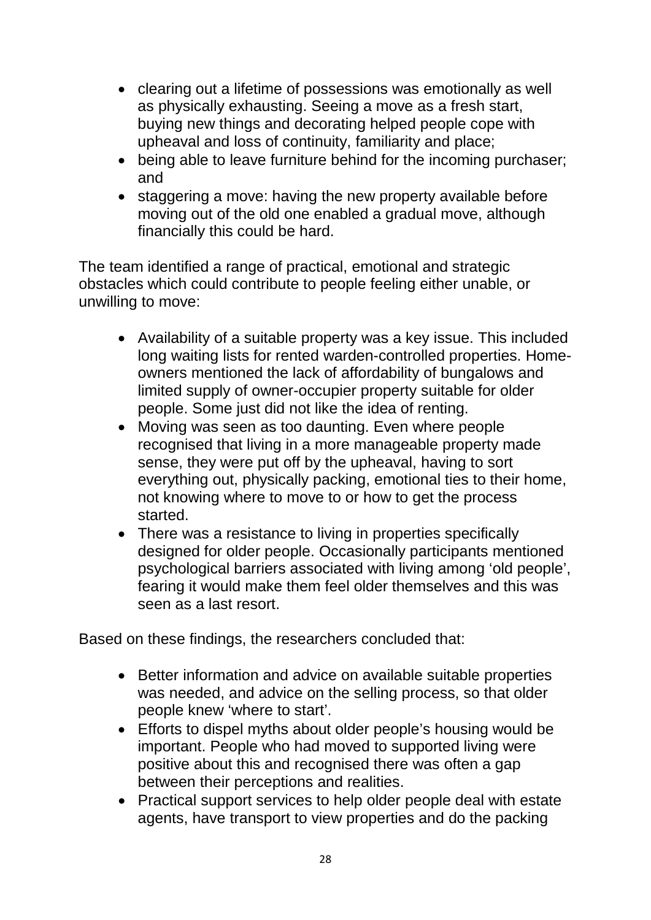- clearing out a lifetime of possessions was emotionally as well as physically exhausting. Seeing a move as a fresh start, buying new things and decorating helped people cope with upheaval and loss of continuity, familiarity and place;
- being able to leave furniture behind for the incoming purchaser; and
- staggering a move: having the new property available before moving out of the old one enabled a gradual move, although financially this could be hard.

The team identified a range of practical, emotional and strategic obstacles which could contribute to people feeling either unable, or unwilling to move:

- Availability of a suitable property was a key issue. This included long waiting lists for rented warden-controlled properties. Home-owners mentioned the lack of affordability of bungalows and limited supply of owner-occupier property suitable for older people. Some just did not like the idea of renting.
- Moving was seen as too daunting. Even where people recognised that living in a more manageable property made sense, they were put off by the upheaval, having to sort everything out, physically packing, emotional ties to their home, not knowing where to move to or how to get the process started.
- There was a resistance to living in properties specifically designed for older people. Occasionally participants mentioned psychological barriers associated with living among 'old people', fearing it would make them feel older themselves and this was seen as a last resort.

Based on these findings, the researchers concluded that:

- Better information and advice on available suitable properties was needed, and advice on the selling process, so that older people knew 'where to start'.
- Efforts to dispel myths about older people's housing would be important. People who had moved to supported living were positive about this and recognised there was often a gap between their perceptions and realities.
- Practical support services to help older people deal with estate agents, have transport to view properties and do the packing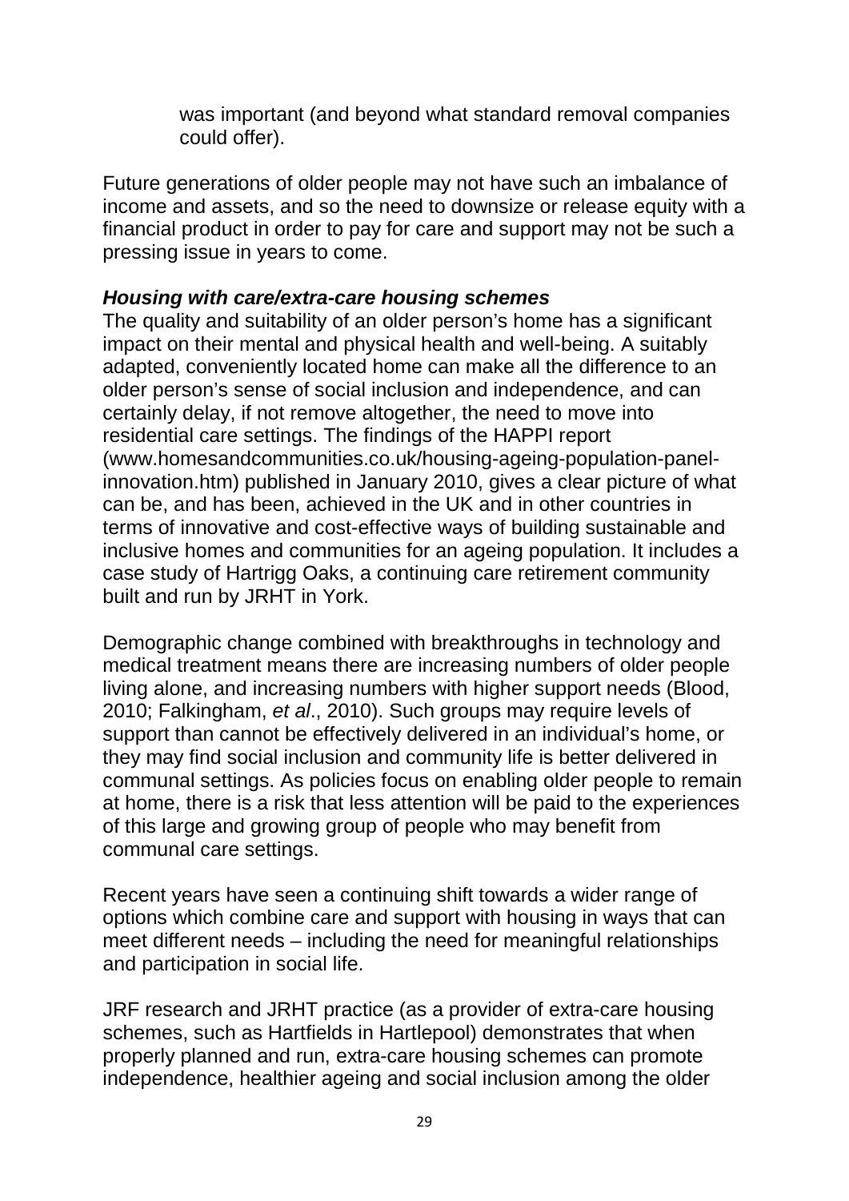was important (and beyond what standard removal companies could offer).

Future generations of older people may not have such an imbalance of income and assets, and so the need to downsize or release equity with a financial product in order to pay for care and support may not be such a pressing issue in years to come.

***Housing with care/extra-care housing schemes***

The quality and suitability of an older person's home has a significant impact on their mental and physical health and well-being. A suitably adapted, conveniently located home can make all the difference to an older person's sense of social inclusion and independence, and can certainly delay, if not remove altogether, the need to move into residential care settings. The findings of the HAPPI report (www.homesandcommunities.co.uk/housing-ageing-population-panel-innovation.htm) published in January 2010, gives a clear picture of what can be, and has been, achieved in the UK and in other countries in terms of innovative and cost-effective ways of building sustainable and inclusive homes and communities for an ageing population. It includes a case study of Hartrigg Oaks, a continuing care retirement community built and run by JRHT in York.

Demographic change combined with breakthroughs in technology and medical treatment means there are increasing numbers of older people living alone, and increasing numbers with higher support needs (Blood, 2010; Falkingham, *et al*., 2010). Such groups may require levels of support than cannot be effectively delivered in an individual's home, or they may find social inclusion and community life is better delivered in communal settings. As policies focus on enabling older people to remain at home, there is a risk that less attention will be paid to the experiences of this large and growing group of people who may benefit from communal care settings.

Recent years have seen a continuing shift towards a wider range of options which combine care and support with housing in ways that can meet different needs – including the need for meaningful relationships and participation in social life.

JRF research and JRHT practice (as a provider of extra-care housing schemes, such as Hartfields in Hartlepool) demonstrates that when properly planned and run, extra-care housing schemes can promote independence, healthier ageing and social inclusion among the older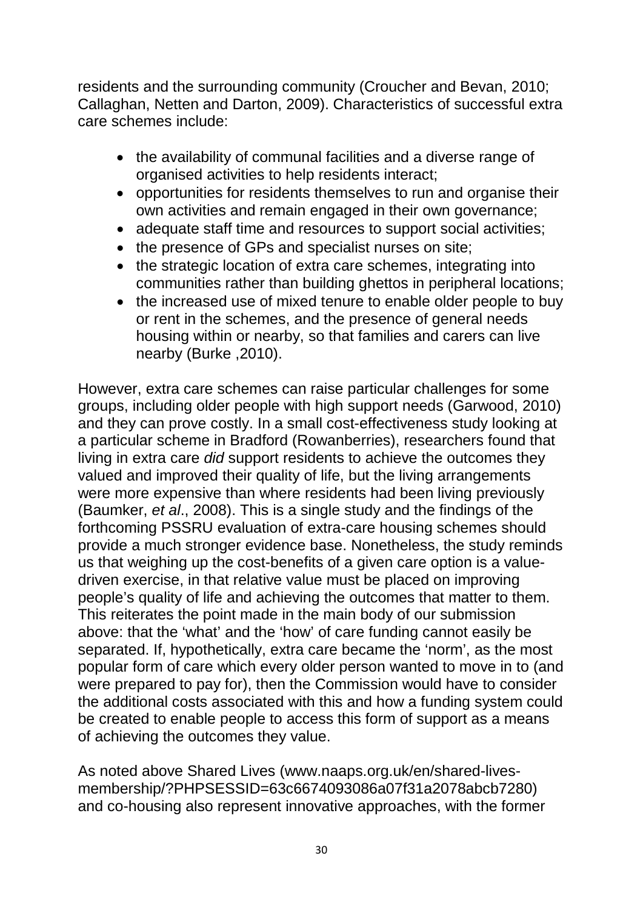residents and the surrounding community (Croucher and Bevan, 2010; Callaghan, Netten and Darton, 2009). Characteristics of successful extra care schemes include:

- the availability of communal facilities and a diverse range of organised activities to help residents interact;
- opportunities for residents themselves to run and organise their own activities and remain engaged in their own governance;
- adequate staff time and resources to support social activities;
- the presence of GPs and specialist nurses on site;
- the strategic location of extra care schemes, integrating into communities rather than building ghettos in peripheral locations;
- the increased use of mixed tenure to enable older people to buy or rent in the schemes, and the presence of general needs housing within or nearby, so that families and carers can live nearby (Burke ,2010).

However, extra care schemes can raise particular challenges for some groups, including older people with high support needs (Garwood, 2010) and they can prove costly. In a small cost-effectiveness study looking at a particular scheme in Bradford (Rowanberries), researchers found that living in extra care *did* support residents to achieve the outcomes they valued and improved their quality of life, but the living arrangements were more expensive than where residents had been living previously (Baumker, *et al*., 2008). This is a single study and the findings of the forthcoming PSSRU evaluation of extra-care housing schemes should provide a much stronger evidence base. Nonetheless, the study reminds us that weighing up the cost-benefits of a given care option is a value-driven exercise, in that relative value must be placed on improving people's quality of life and achieving the outcomes that matter to them. This reiterates the point made in the main body of our submission above: that the 'what' and the 'how' of care funding cannot easily be separated. If, hypothetically, extra care became the 'norm', as the most popular form of care which every older person wanted to move in to (and were prepared to pay for), then the Commission would have to consider the additional costs associated with this and how a funding system could be created to enable people to access this form of support as a means of achieving the outcomes they value.

As noted above Shared Lives (www.naaps.org.uk/en/shared-lives-membership/?PHPSESSID=63c6674093086a07f31a2078abcb7280) and co-housing also represent innovative approaches, with the former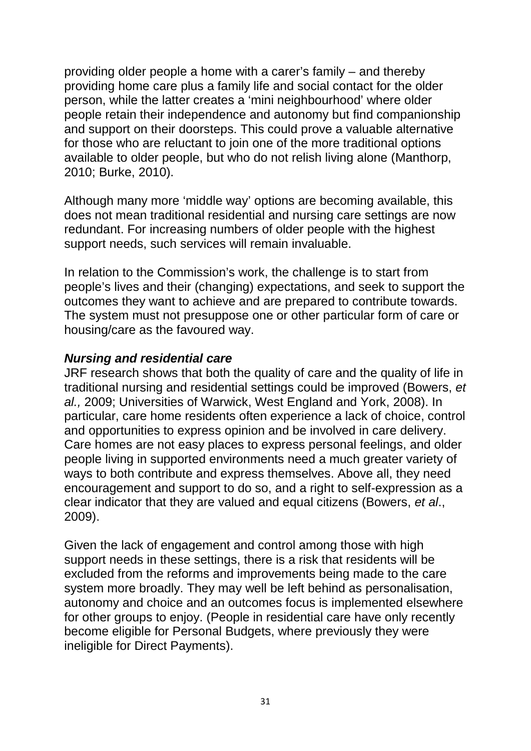providing older people a home with a carer's family – and thereby providing home care plus a family life and social contact for the older person, while the latter creates a 'mini neighbourhood' where older people retain their independence and autonomy but find companionship and support on their doorsteps. This could prove a valuable alternative for those who are reluctant to join one of the more traditional options available to older people, but who do not relish living alone (Manthorp, 2010; Burke, 2010).

Although many more 'middle way' options are becoming available, this does not mean traditional residential and nursing care settings are now redundant. For increasing numbers of older people with the highest support needs, such services will remain invaluable.

In relation to the Commission's work, the challenge is to start from people's lives and their (changing) expectations, and seek to support the outcomes they want to achieve and are prepared to contribute towards. The system must not presuppose one or other particular form of care or housing/care as the favoured way.

***Nursing and residential care***

JRF research shows that both the quality of care and the quality of life in traditional nursing and residential settings could be improved (Bowers, *et al.,* 2009; Universities of Warwick, West England and York, 2008). In particular, care home residents often experience a lack of choice, control and opportunities to express opinion and be involved in care delivery. Care homes are not easy places to express personal feelings, and older people living in supported environments need a much greater variety of ways to both contribute and express themselves. Above all, they need encouragement and support to do so, and a right to self-expression as a clear indicator that they are valued and equal citizens (Bowers, *et al*., 2009).

Given the lack of engagement and control among those with high support needs in these settings, there is a risk that residents will be excluded from the reforms and improvements being made to the care system more broadly. They may well be left behind as personalisation, autonomy and choice and an outcomes focus is implemented elsewhere for other groups to enjoy. (People in residential care have only recently become eligible for Personal Budgets, where previously they were ineligible for Direct Payments).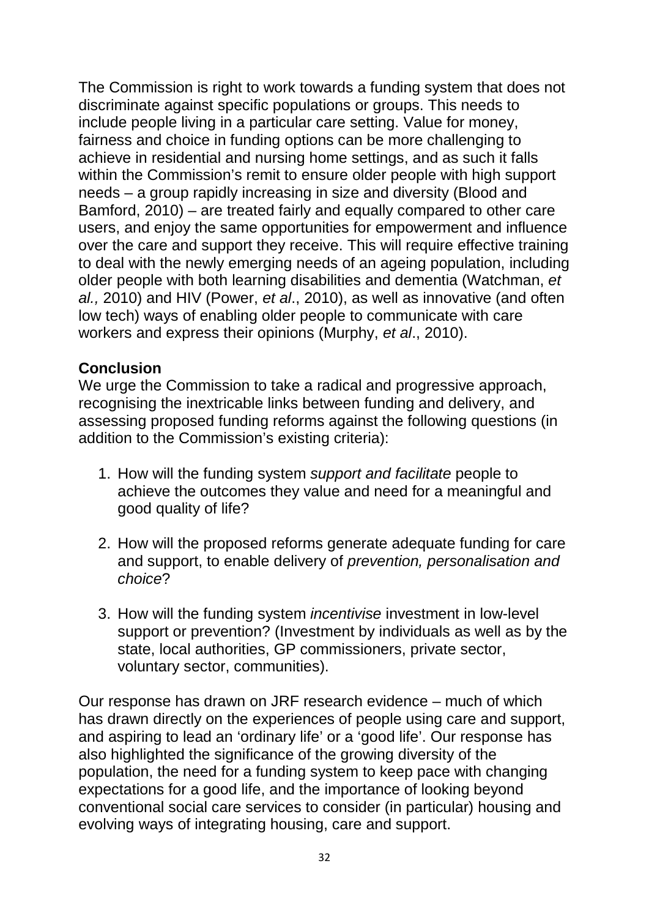The Commission is right to work towards a funding system that does not discriminate against specific populations or groups. This needs to include people living in a particular care setting. Value for money, fairness and choice in funding options can be more challenging to achieve in residential and nursing home settings, and as such it falls within the Commission's remit to ensure older people with high support needs – a group rapidly increasing in size and diversity (Blood and Bamford, 2010) – are treated fairly and equally compared to other care users, and enjoy the same opportunities for empowerment and influence over the care and support they receive. This will require effective training to deal with the newly emerging needs of an ageing population, including older people with both learning disabilities and dementia (Watchman, *et al.,* 2010) and HIV (Power, *et al*., 2010), as well as innovative (and often low tech) ways of enabling older people to communicate with care workers and express their opinions (Murphy, *et al*., 2010).

**Conclusion**

We urge the Commission to take a radical and progressive approach, recognising the inextricable links between funding and delivery, and assessing proposed funding reforms against the following questions (in addition to the Commission's existing criteria):

1. How will the funding system *support and facilitate* people to achieve the outcomes they value and need for a meaningful and good quality of life?

2. How will the proposed reforms generate adequate funding for care and support, to enable delivery of *prevention, personalisation and choice*?

3. How will the funding system *incentivise* investment in low-level support or prevention? (Investment by individuals as well as by the state, local authorities, GP commissioners, private sector, voluntary sector, communities).

Our response has drawn on JRF research evidence – much of which has drawn directly on the experiences of people using care and support, and aspiring to lead an 'ordinary life' or a 'good life'. Our response has also highlighted the significance of the growing diversity of the population, the need for a funding system to keep pace with changing expectations for a good life, and the importance of looking beyond conventional social care services to consider (in particular) housing and evolving ways of integrating housing, care and support.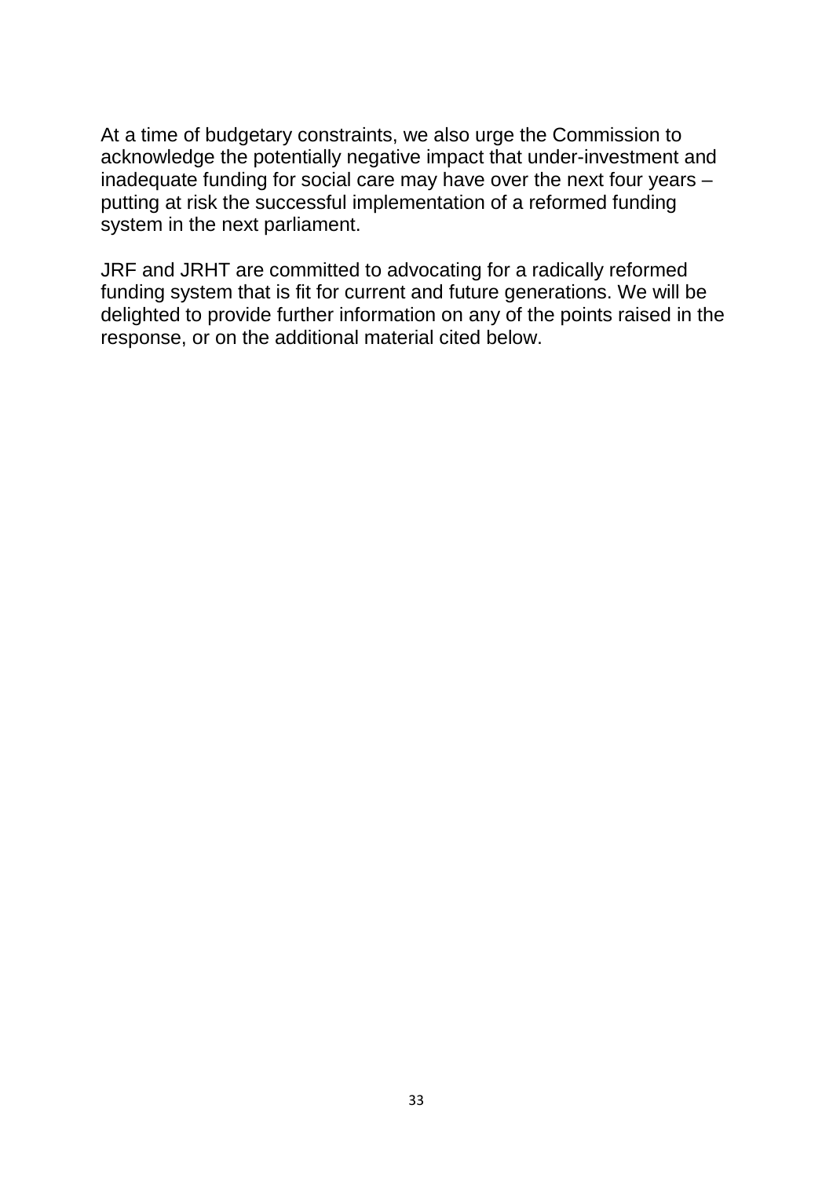At a time of budgetary constraints, we also urge the Commission to acknowledge the potentially negative impact that under-investment and inadequate funding for social care may have over the next four years – putting at risk the successful implementation of a reformed funding system in the next parliament.

JRF and JRHT are committed to advocating for a radically reformed funding system that is fit for current and future generations. We will be delighted to provide further information on any of the points raised in the response, or on the additional material cited below.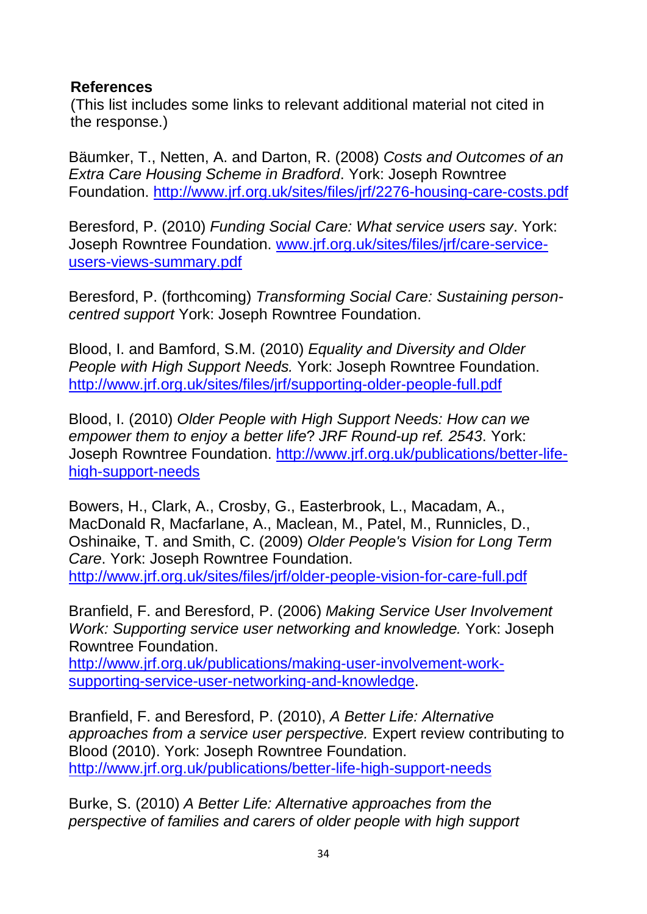**References**

(This list includes some links to relevant additional material not cited in the response.)

Bäumker, T., Netten, A. and Darton, R. (2008) *Costs and Outcomes of an Extra Care Housing Scheme in Bradford*. York: Joseph Rowntree Foundation. http://www.jrf.org.uk/sites/files/jrf/2276-housing-care-costs.pdf

Beresford, P. (2010) *Funding Social Care: What service users say*. York: Joseph Rowntree Foundation. www.jrf.org.uk/sites/files/jrf/care-service-users-views-summary.pdf

Beresford, P. (forthcoming) *Transforming Social Care: Sustaining person-centred support* York: Joseph Rowntree Foundation.

Blood, I. and Bamford, S.M. (2010) *Equality and Diversity and Older People with High Support Needs.* York: Joseph Rowntree Foundation. http://www.jrf.org.uk/sites/files/jrf/supporting-older-people-full.pdf

Blood, I. (2010) *Older People with High Support Needs: How can we empower them to enjoy a better life*? *JRF Round-up ref. 2543*. York: Joseph Rowntree Foundation. http://www.jrf.org.uk/publications/better-life-high-support-needs

Bowers, H., Clark, A., Crosby, G., Easterbrook, L., Macadam, A., MacDonald R, Macfarlane, A., Maclean, M., Patel, M., Runnicles, D., Oshinaike, T. and Smith, C. (2009) *Older People's Vision for Long Term Care*. York: Joseph Rowntree Foundation. http://www.jrf.org.uk/sites/files/jrf/older-people-vision-for-care-full.pdf

Branfield, F. and Beresford, P. (2006) *Making Service User Involvement Work: Supporting service user networking and knowledge.* York: Joseph Rowntree Foundation. http://www.jrf.org.uk/publications/making-user-involvement-work-supporting-service-user-networking-and-knowledge.

Branfield, F. and Beresford, P. (2010), *A Better Life: Alternative approaches from a service user perspective.* Expert review contributing to Blood (2010). York: Joseph Rowntree Foundation. http://www.jrf.org.uk/publications/better-life-high-support-needs

Burke, S. (2010) *A Better Life: Alternative approaches from the perspective of families and carers of older people with high support*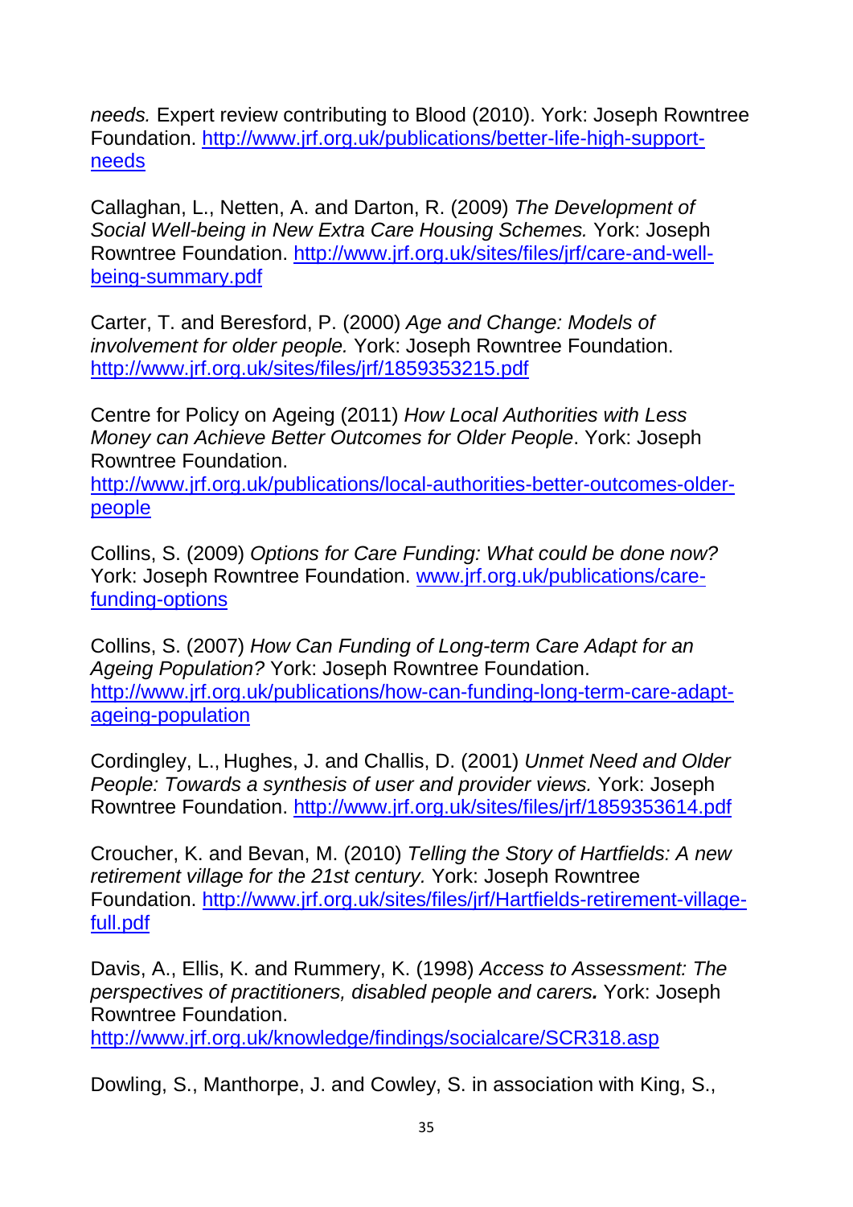*needs.* Expert review contributing to Blood (2010). York: Joseph Rowntree Foundation. http://www.jrf.org.uk/publications/better-life-high-support-needs

Callaghan, L., Netten, A. and Darton, R. (2009) *The Development of Social Well-being in New Extra Care Housing Schemes.* York: Joseph Rowntree Foundation. http://www.jrf.org.uk/sites/files/jrf/care-and-well-being-summary.pdf

Carter, T. and Beresford, P. (2000) *Age and Change: Models of involvement for older people.* York: Joseph Rowntree Foundation. http://www.jrf.org.uk/sites/files/jrf/1859353215.pdf

Centre for Policy on Ageing (2011) *How Local Authorities with Less Money can Achieve Better Outcomes for Older People*. York: Joseph Rowntree Foundation. http://www.jrf.org.uk/publications/local-authorities-better-outcomes-older-people

Collins, S. (2009) *Options for Care Funding: What could be done now?* York: Joseph Rowntree Foundation. www.jrf.org.uk/publications/care-funding-options

Collins, S. (2007) *How Can Funding of Long-term Care Adapt for an Ageing Population?* York: Joseph Rowntree Foundation. http://www.jrf.org.uk/publications/how-can-funding-long-term-care-adapt-ageing-population

Cordingley, L., Hughes, J. and Challis, D. (2001) *Unmet Need and Older People: Towards a synthesis of user and provider views.* York: Joseph Rowntree Foundation. http://www.jrf.org.uk/sites/files/jrf/1859353614.pdf

Croucher, K. and Bevan, M. (2010) *Telling the Story of Hartfields: A new retirement village for the 21st century.* York: Joseph Rowntree Foundation. http://www.jrf.org.uk/sites/files/jrf/Hartfields-retirement-village-full.pdf

Davis, A., Ellis, K. and Rummery, K. (1998) *Access to Assessment: The perspectives of practitioners, disabled people and carers.* York: Joseph Rowntree Foundation. http://www.jrf.org.uk/knowledge/findings/socialcare/SCR318.asp

Dowling, S., Manthorpe, J. and Cowley, S. in association with King, S.,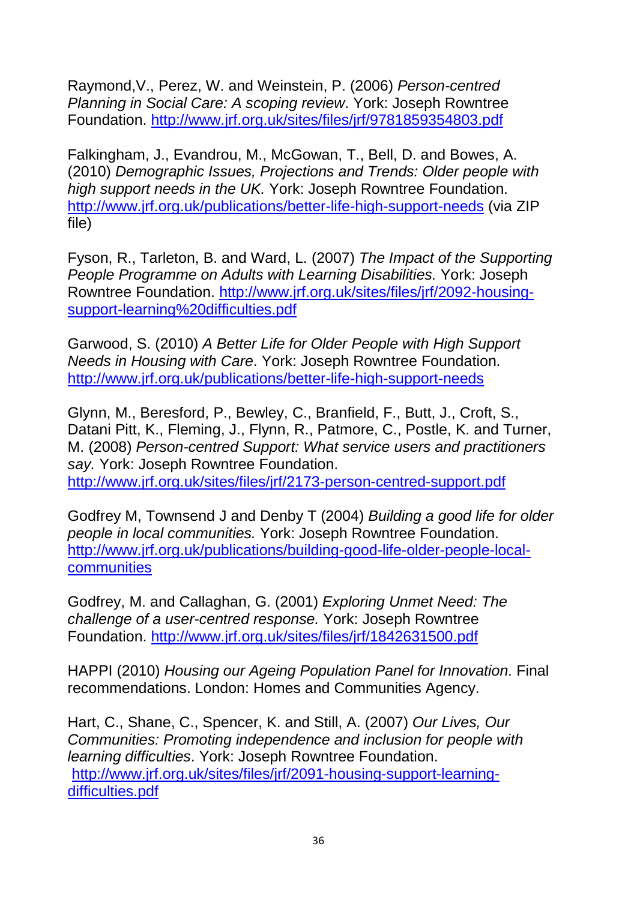Raymond,V., Perez, W. and Weinstein, P. (2006) *Person-centred Planning in Social Care: A scoping review*. York: Joseph Rowntree Foundation. http://www.jrf.org.uk/sites/files/jrf/9781859354803.pdf

Falkingham, J., Evandrou, M., McGowan, T., Bell, D. and Bowes, A. (2010) *Demographic Issues, Projections and Trends: Older people with high support needs in the UK.* York: Joseph Rowntree Foundation. http://www.jrf.org.uk/publications/better-life-high-support-needs (via ZIP file)

Fyson, R., Tarleton, B. and Ward, L. (2007) *The Impact of the Supporting People Programme on Adults with Learning Disabilities.* York: Joseph Rowntree Foundation. http://www.jrf.org.uk/sites/files/jrf/2092-housing-support-learning%20difficulties.pdf

Garwood, S. (2010) *A Better Life for Older People with High Support Needs in Housing with Care*. York: Joseph Rowntree Foundation. http://www.jrf.org.uk/publications/better-life-high-support-needs

Glynn, M., Beresford, P., Bewley, C., Branfield, F., Butt, J., Croft, S., Datani Pitt, K., Fleming, J., Flynn, R., Patmore, C., Postle, K. and Turner, M. (2008) *Person-centred Support: What service users and practitioners say.* York: Joseph Rowntree Foundation. http://www.jrf.org.uk/sites/files/jrf/2173-person-centred-support.pdf

Godfrey M, Townsend J and Denby T (2004) *Building a good life for older people in local communities.* York: Joseph Rowntree Foundation. http://www.jrf.org.uk/publications/building-good-life-older-people-local-communities

Godfrey, M. and Callaghan, G. (2001) *Exploring Unmet Need: The challenge of a user-centred response.* York: Joseph Rowntree Foundation. http://www.jrf.org.uk/sites/files/jrf/1842631500.pdf

HAPPI (2010) *Housing our Ageing Population Panel for Innovation*. Final recommendations. London: Homes and Communities Agency.

Hart, C., Shane, C., Spencer, K. and Still, A. (2007) *Our Lives, Our Communities: Promoting independence and inclusion for people with learning difficulties*. York: Joseph Rowntree Foundation. http://www.jrf.org.uk/sites/files/jrf/2091-housing-support-learning-difficulties.pdf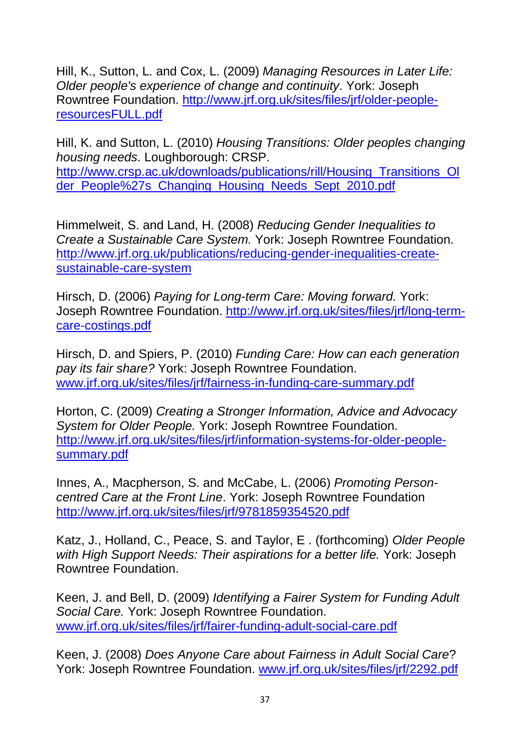Hill, K., Sutton, L. and Cox, L. (2009) *Managing Resources in Later Life: Older people's experience of change and continuity*. York: Joseph Rowntree Foundation. http://www.jrf.org.uk/sites/files/jrf/older-people-resourcesFULL.pdf

Hill, K. and Sutton, L. (2010) *Housing Transitions: Older peoples changing housing needs*. Loughborough: CRSP. http://www.crsp.ac.uk/downloads/publications/rill/Housing_Transitions_Older_People%27s_Changing_Housing_Needs_Sept_2010.pdf

Himmelweit, S. and Land, H. (2008) *Reducing Gender Inequalities to Create a Sustainable Care System.* York: Joseph Rowntree Foundation. http://www.jrf.org.uk/publications/reducing-gender-inequalities-create-sustainable-care-system

Hirsch, D. (2006) *Paying for Long-term Care: Moving forward.* York: Joseph Rowntree Foundation. http://www.jrf.org.uk/sites/files/jrf/long-term-care-costings.pdf

Hirsch, D. and Spiers, P. (2010) *Funding Care: How can each generation pay its fair share?* York: Joseph Rowntree Foundation. www.jrf.org.uk/sites/files/jrf/fairness-in-funding-care-summary.pdf

Horton, C. (2009) *Creating a Stronger Information, Advice and Advocacy System for Older People.* York: Joseph Rowntree Foundation. http://www.jrf.org.uk/sites/files/jrf/information-systems-for-older-people-summary.pdf

Innes, A., Macpherson, S. and McCabe, L. (2006) *Promoting Person-centred Care at the Front Line*. York: Joseph Rowntree Foundation http://www.jrf.org.uk/sites/files/jrf/9781859354520.pdf

Katz, J., Holland, C., Peace, S. and Taylor, E . (forthcoming) *Older People with High Support Needs: Their aspirations for a better life.* York: Joseph Rowntree Foundation.

Keen, J. and Bell, D. (2009) *Identifying a Fairer System for Funding Adult Social Care.* York: Joseph Rowntree Foundation. www.jrf.org.uk/sites/files/jrf/fairer-funding-adult-social-care.pdf

Keen, J. (2008) *Does Anyone Care about Fairness in Adult Social Care*? York: Joseph Rowntree Foundation. www.jrf.org.uk/sites/files/jrf/2292.pdf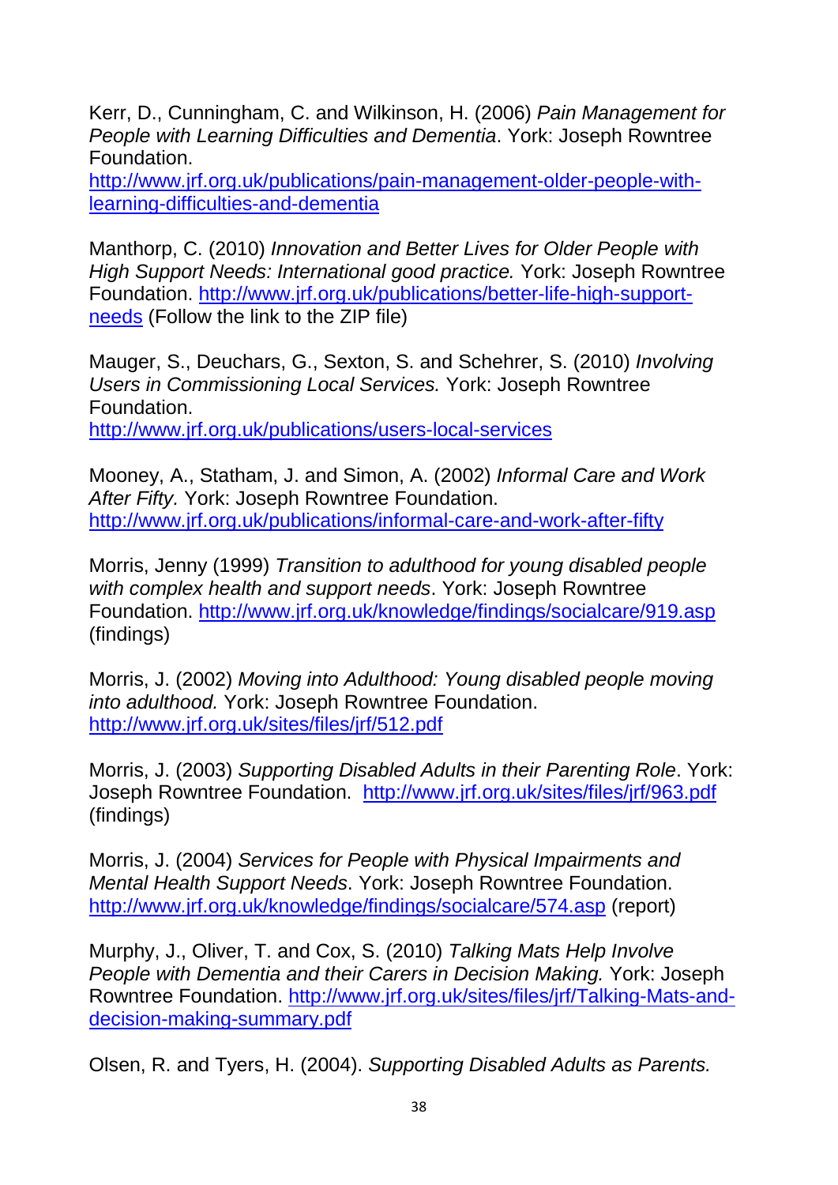Kerr, D., Cunningham, C. and Wilkinson, H. (2006) *Pain Management for People with Learning Difficulties and Dementia*. York: Joseph Rowntree Foundation.
http://www.jrf.org.uk/publications/pain-management-older-people-with-learning-difficulties-and-dementia

Manthorp, C. (2010) *Innovation and Better Lives for Older People with High Support Needs: International good practice.* York: Joseph Rowntree Foundation. http://www.jrf.org.uk/publications/better-life-high-support-needs (Follow the link to the ZIP file)

Mauger, S., Deuchars, G., Sexton, S. and Schehrer, S. (2010) *Involving Users in Commissioning Local Services.* York: Joseph Rowntree Foundation.
http://www.jrf.org.uk/publications/users-local-services

Mooney, A., Statham, J. and Simon, A. (2002) *Informal Care and Work After Fifty.* York: Joseph Rowntree Foundation.
http://www.jrf.org.uk/publications/informal-care-and-work-after-fifty

Morris, Jenny (1999) *Transition to adulthood for young disabled people with complex health and support needs*. York: Joseph Rowntree Foundation. http://www.jrf.org.uk/knowledge/findings/socialcare/919.asp (findings)

Morris, J. (2002) *Moving into Adulthood: Young disabled people moving into adulthood.* York: Joseph Rowntree Foundation.
http://www.jrf.org.uk/sites/files/jrf/512.pdf

Morris, J. (2003) *Supporting Disabled Adults in their Parenting Role*. York: Joseph Rowntree Foundation. http://www.jrf.org.uk/sites/files/jrf/963.pdf (findings)

Morris, J. (2004) *Services for People with Physical Impairments and Mental Health Support Needs*. York: Joseph Rowntree Foundation.
http://www.jrf.org.uk/knowledge/findings/socialcare/574.asp (report)

Murphy, J., Oliver, T. and Cox, S. (2010) *Talking Mats Help Involve People with Dementia and their Carers in Decision Making.* York: Joseph Rowntree Foundation. http://www.jrf.org.uk/sites/files/jrf/Talking-Mats-and-decision-making-summary.pdf

Olsen, R. and Tyers, H. (2004). *Supporting Disabled Adults as Parents.*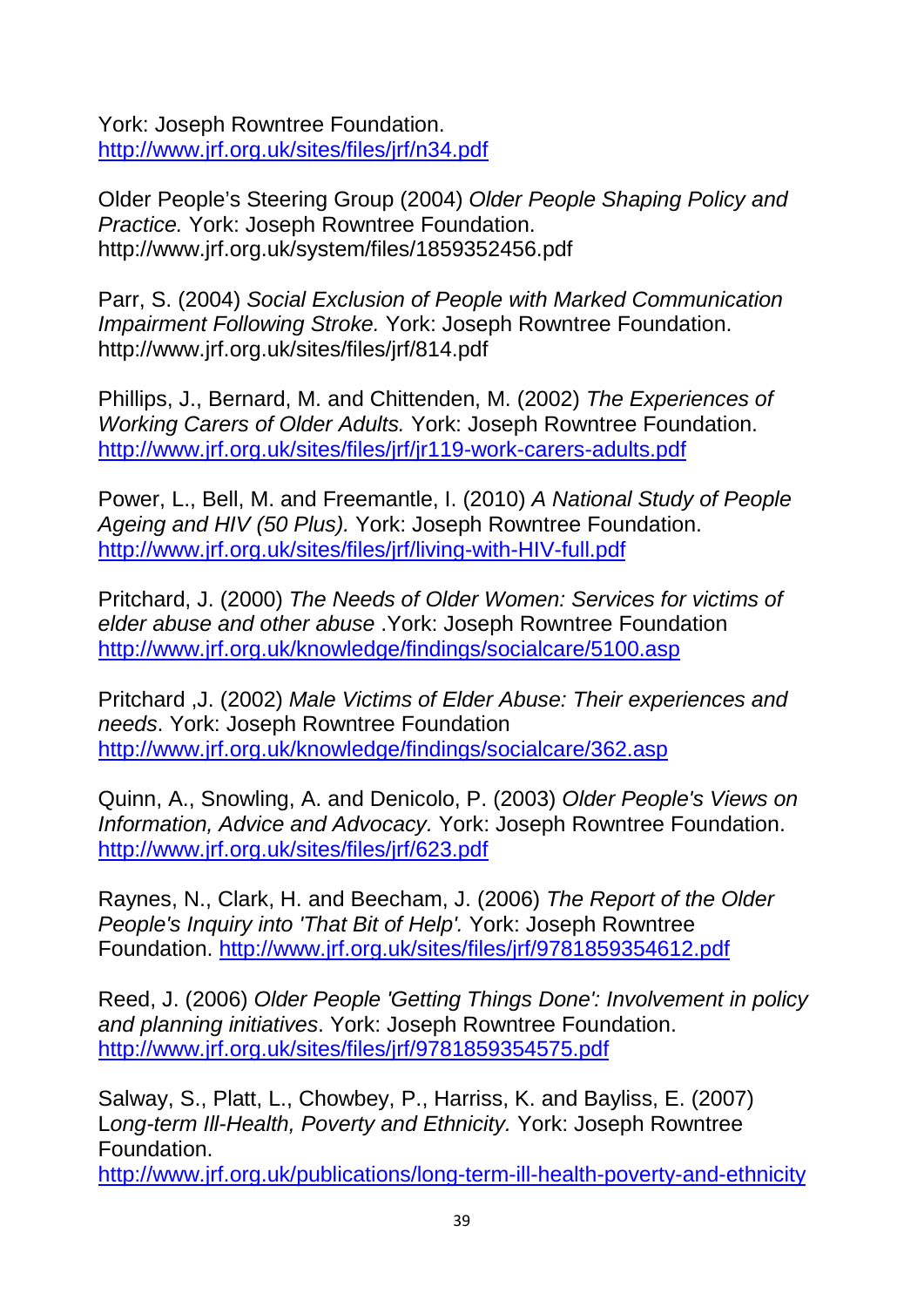York: Joseph Rowntree Foundation. http://www.jrf.org.uk/sites/files/jrf/n34.pdf

Older People's Steering Group (2004) *Older People Shaping Policy and Practice.* York: Joseph Rowntree Foundation. http://www.jrf.org.uk/system/files/1859352456.pdf

Parr, S. (2004) *Social Exclusion of People with Marked Communication Impairment Following Stroke.* York: Joseph Rowntree Foundation. http://www.jrf.org.uk/sites/files/jrf/814.pdf

Phillips, J., Bernard, M. and Chittenden, M. (2002) *The Experiences of Working Carers of Older Adults.* York: Joseph Rowntree Foundation. http://www.jrf.org.uk/sites/files/jrf/jr119-work-carers-adults.pdf

Power, L., Bell, M. and Freemantle, I. (2010) *A National Study of People Ageing and HIV (50 Plus).* York: Joseph Rowntree Foundation. http://www.jrf.org.uk/sites/files/jrf/living-with-HIV-full.pdf

Pritchard, J. (2000) *The Needs of Older Women: Services for victims of elder abuse and other abuse* .York: Joseph Rowntree Foundation http://www.jrf.org.uk/knowledge/findings/socialcare/5100.asp

Pritchard ,J. (2002) *Male Victims of Elder Abuse: Their experiences and needs*. York: Joseph Rowntree Foundation http://www.jrf.org.uk/knowledge/findings/socialcare/362.asp

Quinn, A., Snowling, A. and Denicolo, P. (2003) *Older People's Views on Information, Advice and Advocacy.* York: Joseph Rowntree Foundation. http://www.jrf.org.uk/sites/files/jrf/623.pdf

Raynes, N., Clark, H. and Beecham, J. (2006) *The Report of the Older People's Inquiry into 'That Bit of Help'.* York: Joseph Rowntree Foundation. http://www.jrf.org.uk/sites/files/jrf/9781859354612.pdf

Reed, J. (2006) *Older People 'Getting Things Done': Involvement in policy and planning initiatives*. York: Joseph Rowntree Foundation. http://www.jrf.org.uk/sites/files/jrf/9781859354575.pdf

Salway, S., Platt, L., Chowbey, P., Harriss, K. and Bayliss, E. (2007) L*ong-term Ill-Health, Poverty and Ethnicity.* York: Joseph Rowntree Foundation. http://www.jrf.org.uk/publications/long-term-ill-health-poverty-and-ethnicity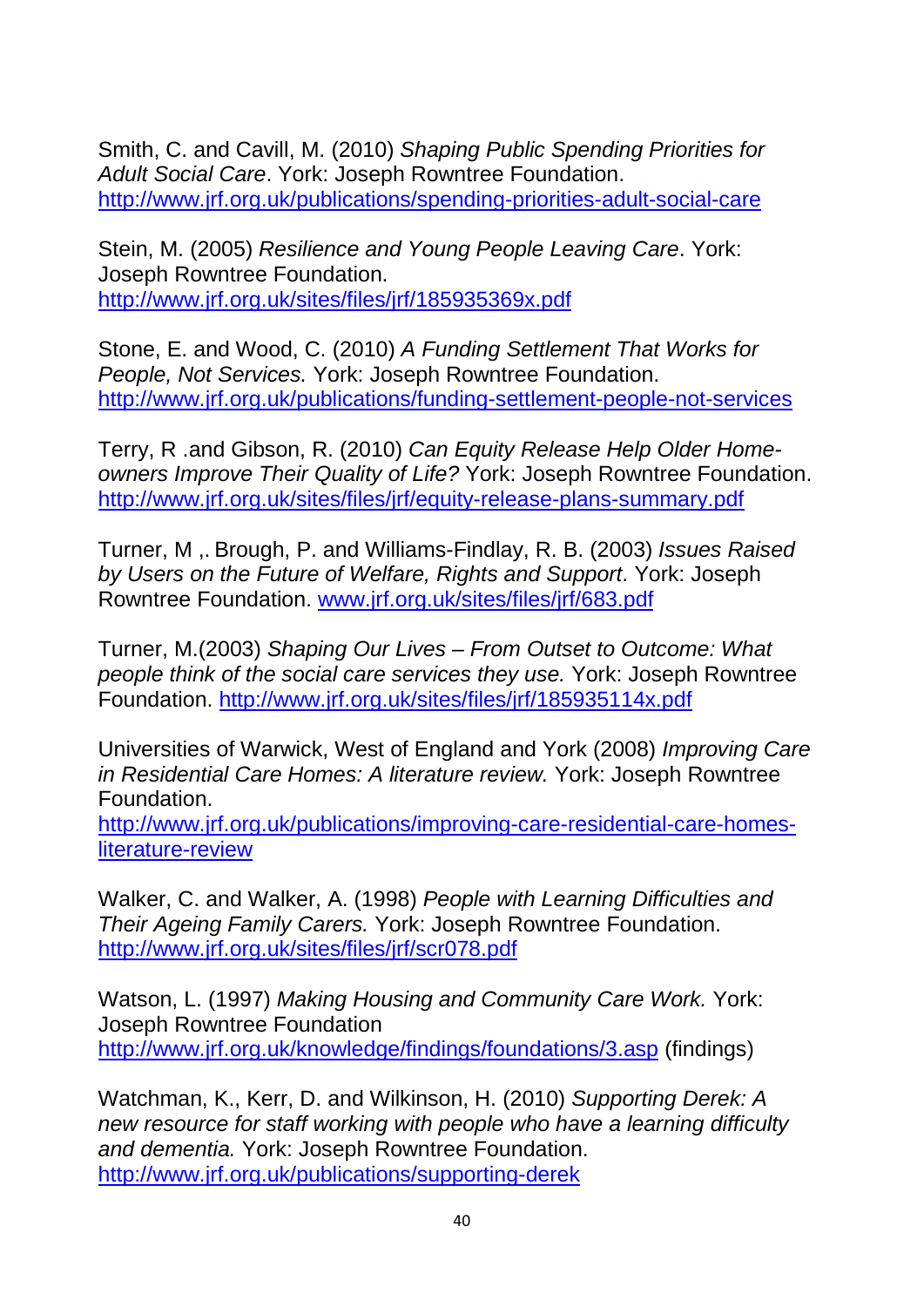Smith, C. and Cavill, M. (2010) *Shaping Public Spending Priorities for Adult Social Care*. York: Joseph Rowntree Foundation. http://www.jrf.org.uk/publications/spending-priorities-adult-social-care

Stein, M. (2005) *Resilience and Young People Leaving Care*. York: Joseph Rowntree Foundation. http://www.jrf.org.uk/sites/files/jrf/185935369x.pdf

Stone, E. and Wood, C. (2010) *A Funding Settlement That Works for People, Not Services.* York: Joseph Rowntree Foundation. http://www.jrf.org.uk/publications/funding-settlement-people-not-services

Terry, R .and Gibson, R. (2010) *Can Equity Release Help Older Home-owners Improve Their Quality of Life?* York: Joseph Rowntree Foundation. http://www.jrf.org.uk/sites/files/jrf/equity-release-plans-summary.pdf

Turner, M ,. Brough, P. and Williams-Findlay, R. B. (2003) *Issues Raised by Users on the Future of Welfare, Rights and Support*. York: Joseph Rowntree Foundation. www.jrf.org.uk/sites/files/jrf/683.pdf

Turner, M.(2003) *Shaping Our Lives – From Outset to Outcome: What people think of the social care services they use.* York: Joseph Rowntree Foundation. http://www.jrf.org.uk/sites/files/jrf/185935114x.pdf

Universities of Warwick, West of England and York (2008) *Improving Care in Residential Care Homes: A literature review.* York: Joseph Rowntree Foundation. http://www.jrf.org.uk/publications/improving-care-residential-care-homes-literature-review

Walker, C. and Walker, A. (1998) *People with Learning Difficulties and Their Ageing Family Carers.* York: Joseph Rowntree Foundation. http://www.jrf.org.uk/sites/files/jrf/scr078.pdf

Watson, L. (1997) *Making Housing and Community Care Work.* York: Joseph Rowntree Foundation http://www.jrf.org.uk/knowledge/findings/foundations/3.asp (findings)

Watchman, K., Kerr, D. and Wilkinson, H. (2010) *Supporting Derek: A new resource for staff working with people who have a learning difficulty and dementia.* York: Joseph Rowntree Foundation. http://www.jrf.org.uk/publications/supporting-derek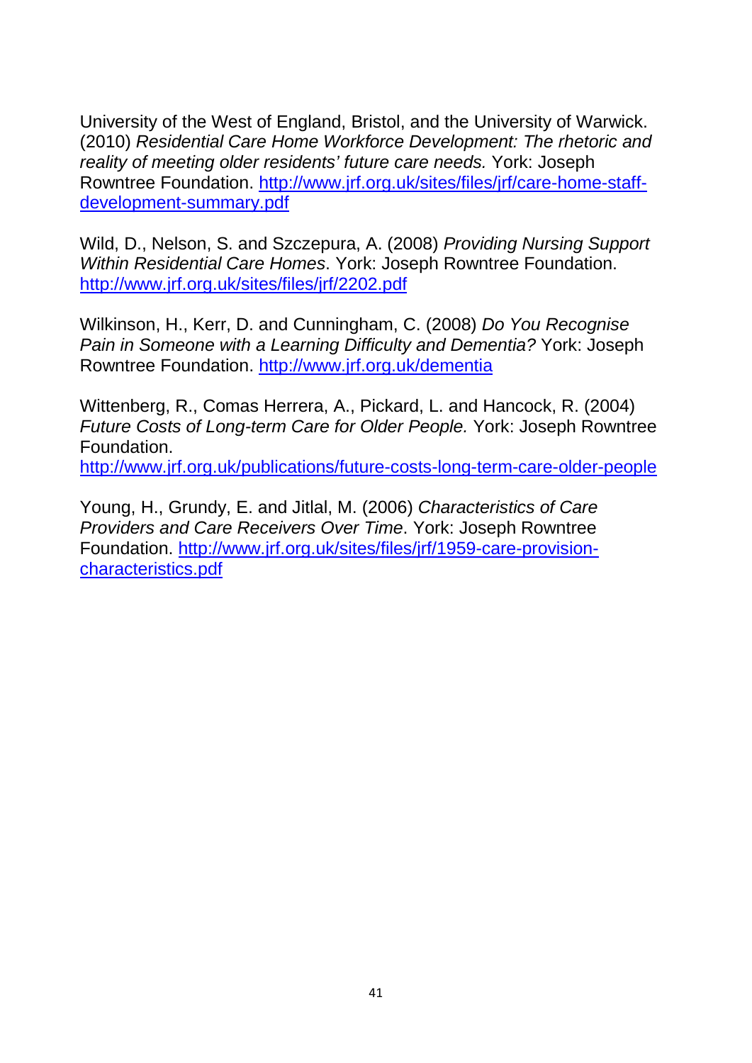University of the West of England, Bristol, and the University of Warwick. (2010) *Residential Care Home Workforce Development: The rhetoric and reality of meeting older residents' future care needs.* York: Joseph Rowntree Foundation. [http://www.jrf.org.uk/sites/files/jrf/care-home-staff-development-summary.pdf](http://www.jrf.org.uk/sites/files/jrf/care-home-staff-development-summary.pdf)

Wild, D., Nelson, S. and Szczepura, A. (2008) *Providing Nursing Support Within Residential Care Homes*. York: Joseph Rowntree Foundation. [http://www.jrf.org.uk/sites/files/jrf/2202.pdf](http://www.jrf.org.uk/sites/files/jrf/2202.pdf)

Wilkinson, H., Kerr, D. and Cunningham, C. (2008) *Do You Recognise Pain in Someone with a Learning Difficulty and Dementia?* York: Joseph Rowntree Foundation. [http://www.jrf.org.uk/dementia](http://www.jrf.org.uk/dementia)

Wittenberg, R., Comas Herrera, A., Pickard, L. and Hancock, R. (2004) *Future Costs of Long-term Care for Older People.* York: Joseph Rowntree Foundation. [http://www.jrf.org.uk/publications/future-costs-long-term-care-older-people](http://www.jrf.org.uk/publications/future-costs-long-term-care-older-people)

Young, H., Grundy, E. and Jitlal, M. (2006) *Characteristics of Care Providers and Care Receivers Over Time*. York: Joseph Rowntree Foundation. [http://www.jrf.org.uk/sites/files/jrf/1959-care-provision-characteristics.pdf](http://www.jrf.org.uk/sites/files/jrf/1959-care-provision-characteristics.pdf)